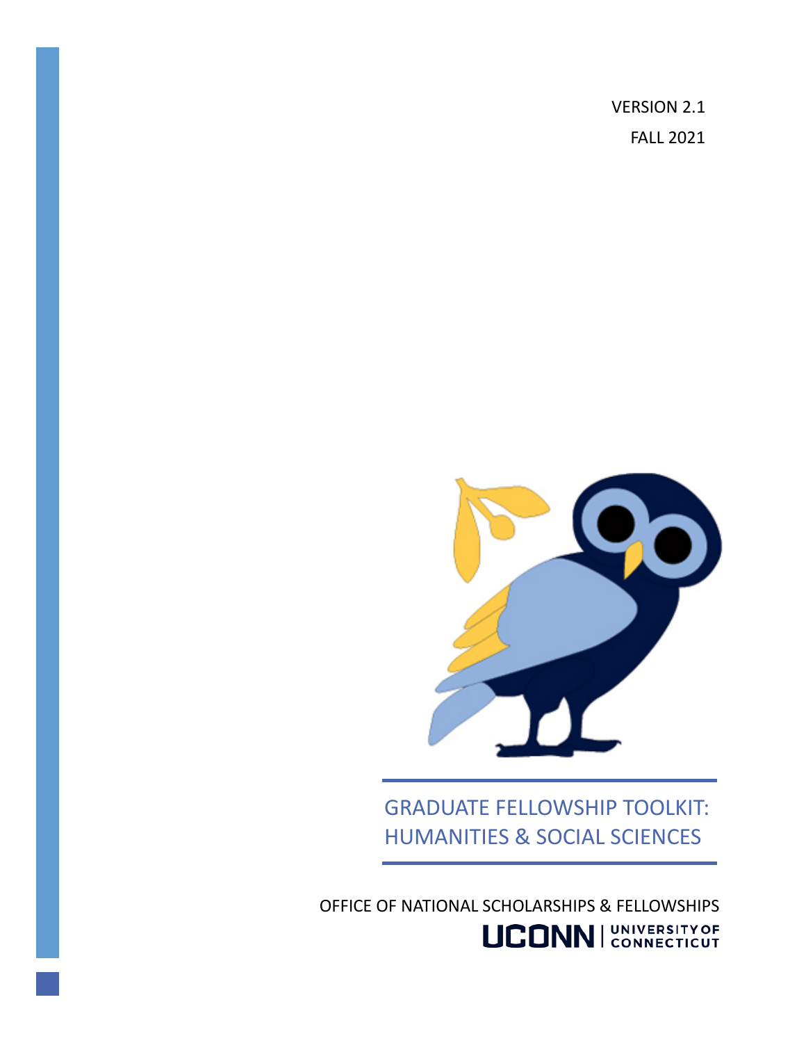VERSION 2.1

FALL 2021

# GRADUATE FELLOWSHIP TOOLKIT: HUMANITIES & SOCIAL SCIENCES

OFFICE OF NATIONAL SCHOLARSHIPS & FELLOWSHIPS

UCONN | UNIVERSITY OF CONNECTICUT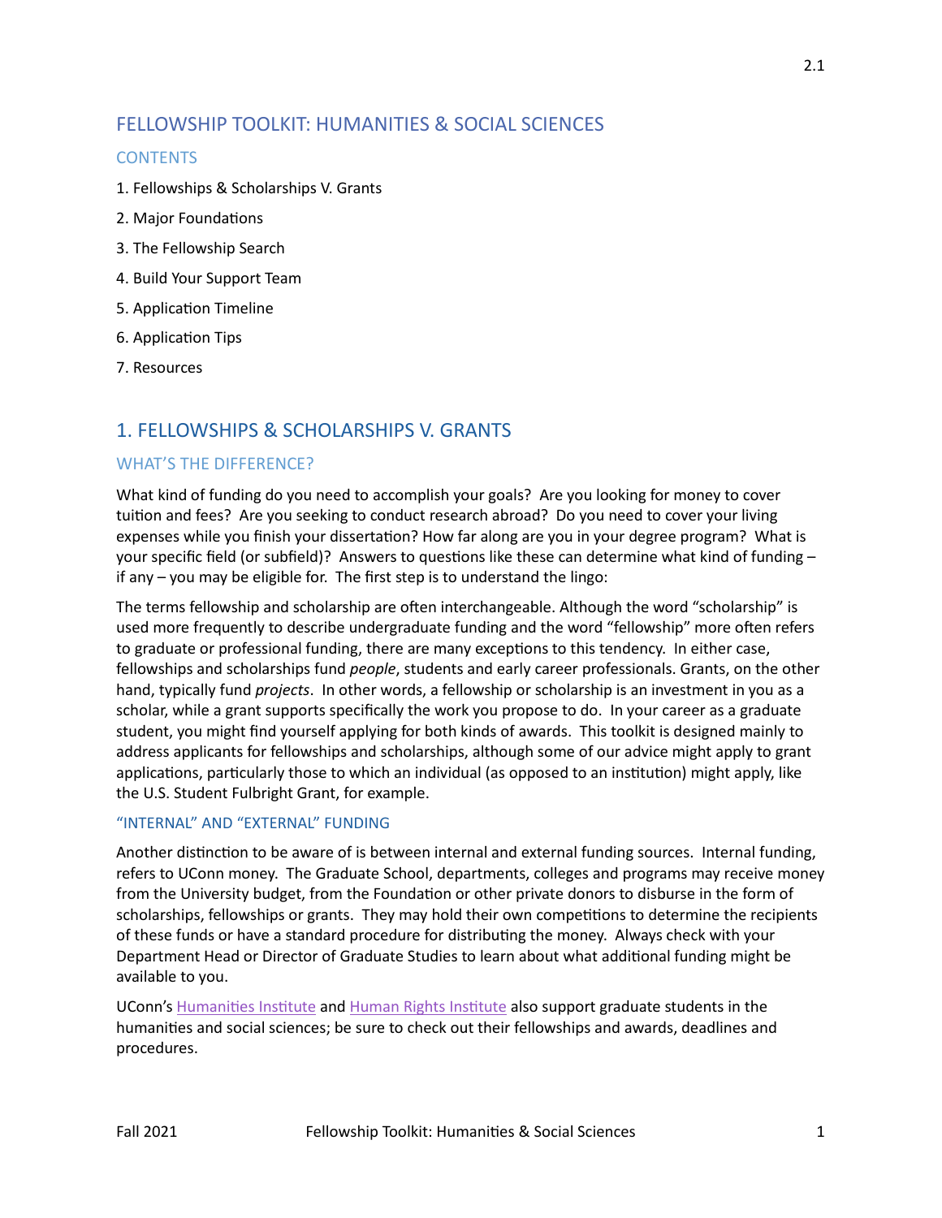# FELLOWSHIP TOOLKIT: HUMANITIES & SOCIAL SCIENCES

### CONTENTS

1. Fellowships & Scholarships V. Grants
2. Major Foundations
3. The Fellowship Search
4. Build Your Support Team
5. Application Timeline
6. Application Tips
7. Resources

## 1. FELLOWSHIPS & SCHOLARSHIPS V. GRANTS

### WHAT'S THE DIFFERENCE?

What kind of funding do you need to accomplish your goals? Are you looking for money to cover tuition and fees? Are you seeking to conduct research abroad? Do you need to cover your living expenses while you finish your dissertation? How far along are you in your degree program? What is your specific field (or subfield)? Answers to questions like these can determine what kind of funding – if any – you may be eligible for. The first step is to understand the lingo:

The terms fellowship and scholarship are often interchangeable. Although the word "scholarship" is used more frequently to describe undergraduate funding and the word "fellowship" more often refers to graduate or professional funding, there are many exceptions to this tendency. In either case, fellowships and scholarships fund *people*, students and early career professionals. Grants, on the other hand, typically fund *projects*. In other words, a fellowship or scholarship is an investment in you as a scholar, while a grant supports specifically the work you propose to do. In your career as a graduate student, you might find yourself applying for both kinds of awards. This toolkit is designed mainly to address applicants for fellowships and scholarships, although some of our advice might apply to grant applications, particularly those to which an individual (as opposed to an institution) might apply, like the U.S. Student Fulbright Grant, for example.

#### "INTERNAL" AND "EXTERNAL" FUNDING

Another distinction to be aware of is between internal and external funding sources. Internal funding, refers to UConn money. The Graduate School, departments, colleges and programs may receive money from the University budget, from the Foundation or other private donors to disburse in the form of scholarships, fellowships or grants. They may hold their own competitions to determine the recipients of these funds or have a standard procedure for distributing the money. Always check with your Department Head or Director of Graduate Studies to learn about what additional funding might be available to you.

UConn's Humanities Institute and Human Rights Institute also support graduate students in the humanities and social sciences; be sure to check out their fellowships and awards, deadlines and procedures.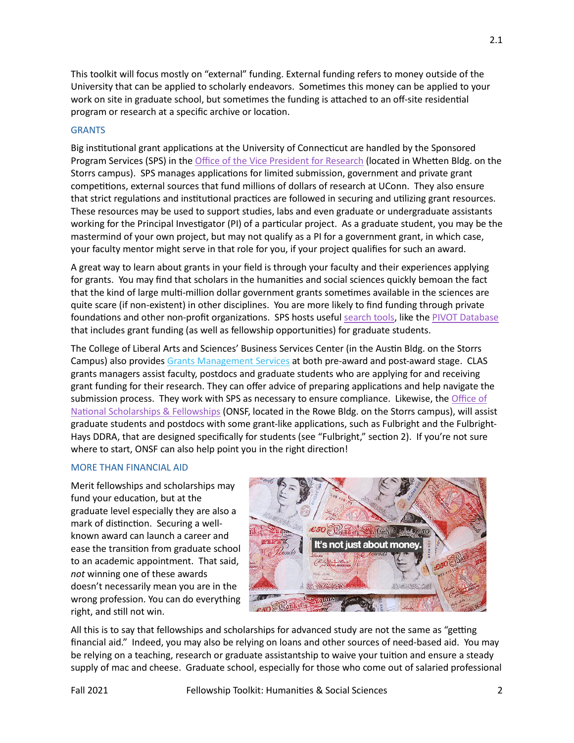This toolkit will focus mostly on "external" funding. External funding refers to money outside of the University that can be applied to scholarly endeavors. Sometimes this money can be applied to your work on site in graduate school, but sometimes the funding is attached to an off-site residential program or research at a specific archive or location.

## GRANTS

Big institutional grant applications at the University of Connecticut are handled by the Sponsored Program Services (SPS) in the Office of the Vice President for Research (located in Whetten Bldg. on the Storrs campus). SPS manages applications for limited submission, government and private grant competitions, external sources that fund millions of dollars of research at UConn. They also ensure that strict regulations and institutional practices are followed in securing and utilizing grant resources. These resources may be used to support studies, labs and even graduate or undergraduate assistants working for the Principal Investigator (PI) of a particular project. As a graduate student, you may be the mastermind of your own project, but may not qualify as a PI for a government grant, in which case, your faculty mentor might serve in that role for you, if your project qualifies for such an award.

A great way to learn about grants in your field is through your faculty and their experiences applying for grants. You may find that scholars in the humanities and social sciences quickly bemoan the fact that the kind of large multi-million dollar government grants sometimes available in the sciences are quite scare (if non-existent) in other disciplines. You are more likely to find funding through private foundations and other non-profit organizations. SPS hosts useful search tools, like the PIVOT Database that includes grant funding (as well as fellowship opportunities) for graduate students.

The College of Liberal Arts and Sciences' Business Services Center (in the Austin Bldg. on the Storrs Campus) also provides Grants Management Services at both pre-award and post-award stage. CLAS grants managers assist faculty, postdocs and graduate students who are applying for and receiving grant funding for their research. They can offer advice of preparing applications and help navigate the submission process. They work with SPS as necessary to ensure compliance. Likewise, the Office of National Scholarships & Fellowships (ONSF, located in the Rowe Bldg. on the Storrs campus), will assist graduate students and postdocs with some grant-like applications, such as Fulbright and the Fulbright-Hays DDRA, that are designed specifically for students (see "Fulbright," section 2). If you're not sure where to start, ONSF can also help point you in the right direction!

## MORE THAN FINANCIAL AID

Merit fellowships and scholarships may fund your education, but at the graduate level especially they are also a mark of distinction. Securing a well-known award can launch a career and ease the transition from graduate school to an academic appointment. That said, *not* winning one of these awards doesn't necessarily mean you are in the wrong profession. You can do everything right, and still not win.

All this is to say that fellowships and scholarships for advanced study are not the same as "getting financial aid." Indeed, you may also be relying on loans and other sources of need-based aid. You may be relying on a teaching, research or graduate assistantship to waive your tuition and ensure a steady supply of mac and cheese. Graduate school, especially for those who come out of salaried professional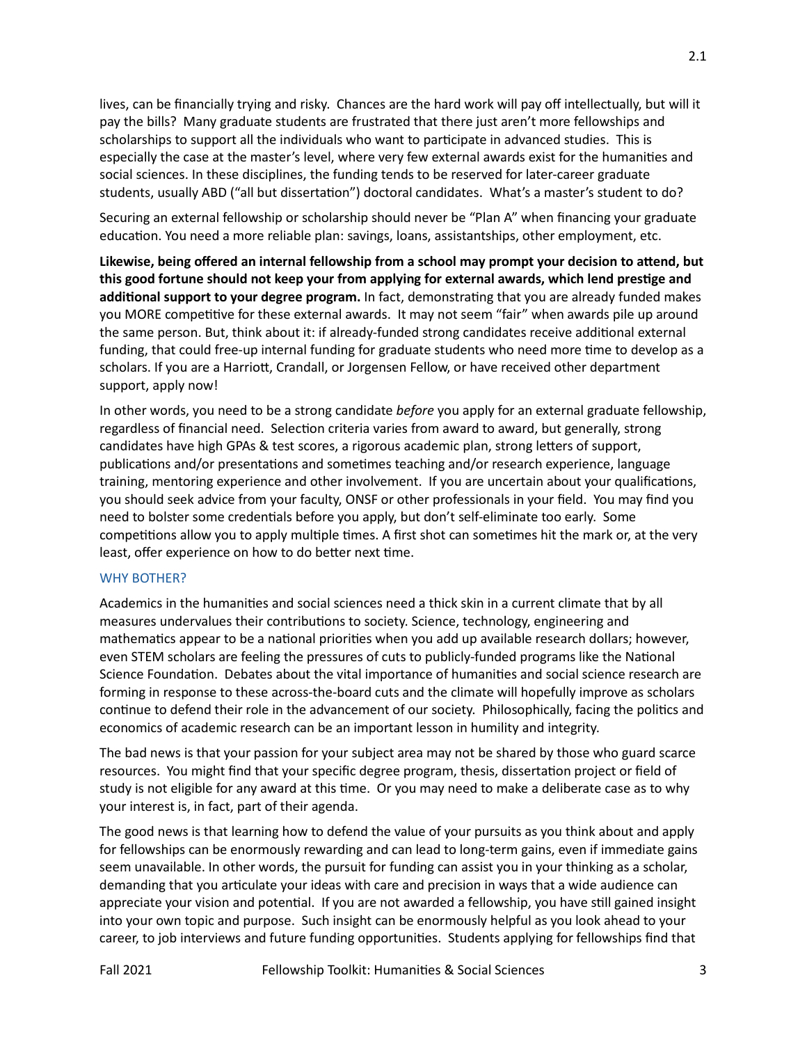lives, can be financially trying and risky. Chances are the hard work will pay off intellectually, but will it pay the bills? Many graduate students are frustrated that there just aren't more fellowships and scholarships to support all the individuals who want to participate in advanced studies. This is especially the case at the master's level, where very few external awards exist for the humanities and social sciences. In these disciplines, the funding tends to be reserved for later-career graduate students, usually ABD ("all but dissertation") doctoral candidates. What's a master's student to do?

Securing an external fellowship or scholarship should never be "Plan A" when financing your graduate education. You need a more reliable plan: savings, loans, assistantships, other employment, etc.

**Likewise, being offered an internal fellowship from a school may prompt your decision to attend, but this good fortune should not keep your from applying for external awards, which lend prestige and additional support to your degree program.** In fact, demonstrating that you are already funded makes you MORE competitive for these external awards. It may not seem "fair" when awards pile up around the same person. But, think about it: if already-funded strong candidates receive additional external funding, that could free-up internal funding for graduate students who need more time to develop as a scholars. If you are a Harriott, Crandall, or Jorgensen Fellow, or have received other department support, apply now!

In other words, you need to be a strong candidate *before* you apply for an external graduate fellowship, regardless of financial need. Selection criteria varies from award to award, but generally, strong candidates have high GPAs & test scores, a rigorous academic plan, strong letters of support, publications and/or presentations and sometimes teaching and/or research experience, language training, mentoring experience and other involvement. If you are uncertain about your qualifications, you should seek advice from your faculty, ONSF or other professionals in your field. You may find you need to bolster some credentials before you apply, but don't self-eliminate too early. Some competitions allow you to apply multiple times. A first shot can sometimes hit the mark or, at the very least, offer experience on how to do better next time.

## WHY BOTHER?

Academics in the humanities and social sciences need a thick skin in a current climate that by all measures undervalues their contributions to society. Science, technology, engineering and mathematics appear to be a national priorities when you add up available research dollars; however, even STEM scholars are feeling the pressures of cuts to publicly-funded programs like the National Science Foundation. Debates about the vital importance of humanities and social science research are forming in response to these across-the-board cuts and the climate will hopefully improve as scholars continue to defend their role in the advancement of our society. Philosophically, facing the politics and economics of academic research can be an important lesson in humility and integrity.

The bad news is that your passion for your subject area may not be shared by those who guard scarce resources. You might find that your specific degree program, thesis, dissertation project or field of study is not eligible for any award at this time. Or you may need to make a deliberate case as to why your interest is, in fact, part of their agenda.

The good news is that learning how to defend the value of your pursuits as you think about and apply for fellowships can be enormously rewarding and can lead to long-term gains, even if immediate gains seem unavailable. In other words, the pursuit for funding can assist you in your thinking as a scholar, demanding that you articulate your ideas with care and precision in ways that a wide audience can appreciate your vision and potential. If you are not awarded a fellowship, you have still gained insight into your own topic and purpose. Such insight can be enormously helpful as you look ahead to your career, to job interviews and future funding opportunities. Students applying for fellowships find that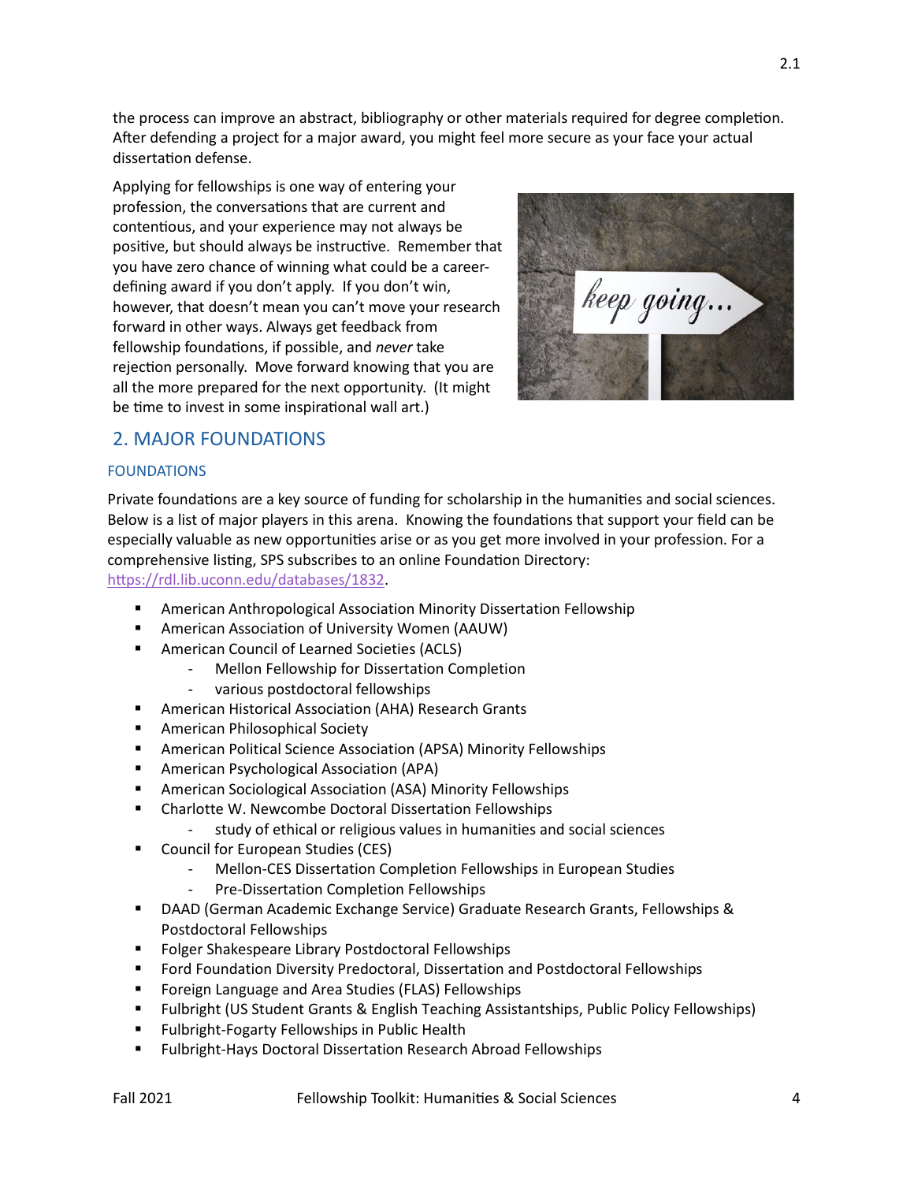the process can improve an abstract, bibliography or other materials required for degree completion. After defending a project for a major award, you might feel more secure as your face your actual dissertation defense.

Applying for fellowships is one way of entering your profession, the conversations that are current and contentious, and your experience may not always be positive, but should always be instructive. Remember that you have zero chance of winning what could be a career-defining award if you don't apply. If you don't win, however, that doesn't mean you can't move your research forward in other ways. Always get feedback from fellowship foundations, if possible, and *never* take rejection personally. Move forward knowing that you are all the more prepared for the next opportunity. (It might be time to invest in some inspirational wall art.)

## 2. MAJOR FOUNDATIONS

### FOUNDATIONS

Private foundations are a key source of funding for scholarship in the humanities and social sciences. Below is a list of major players in this arena. Knowing the foundations that support your field can be especially valuable as new opportunities arise or as you get more involved in your profession. For a comprehensive listing, SPS subscribes to an online Foundation Directory: https://rdl.lib.uconn.edu/databases/1832.

- American Anthropological Association Minority Dissertation Fellowship
- American Association of University Women (AAUW)
- American Council of Learned Societies (ACLS)
  - Mellon Fellowship for Dissertation Completion
  - various postdoctoral fellowships
- American Historical Association (AHA) Research Grants
- American Philosophical Society
- American Political Science Association (APSA) Minority Fellowships
- American Psychological Association (APA)
- American Sociological Association (ASA) Minority Fellowships
- Charlotte W. Newcombe Doctoral Dissertation Fellowships
  - study of ethical or religious values in humanities and social sciences
- Council for European Studies (CES)
  - Mellon-CES Dissertation Completion Fellowships in European Studies
  - Pre-Dissertation Completion Fellowships
- DAAD (German Academic Exchange Service) Graduate Research Grants, Fellowships & Postdoctoral Fellowships
- Folger Shakespeare Library Postdoctoral Fellowships
- Ford Foundation Diversity Predoctoral, Dissertation and Postdoctoral Fellowships
- Foreign Language and Area Studies (FLAS) Fellowships
- Fulbright (US Student Grants & English Teaching Assistantships, Public Policy Fellowships)
- Fulbright-Fogarty Fellowships in Public Health
- Fulbright-Hays Doctoral Dissertation Research Abroad Fellowships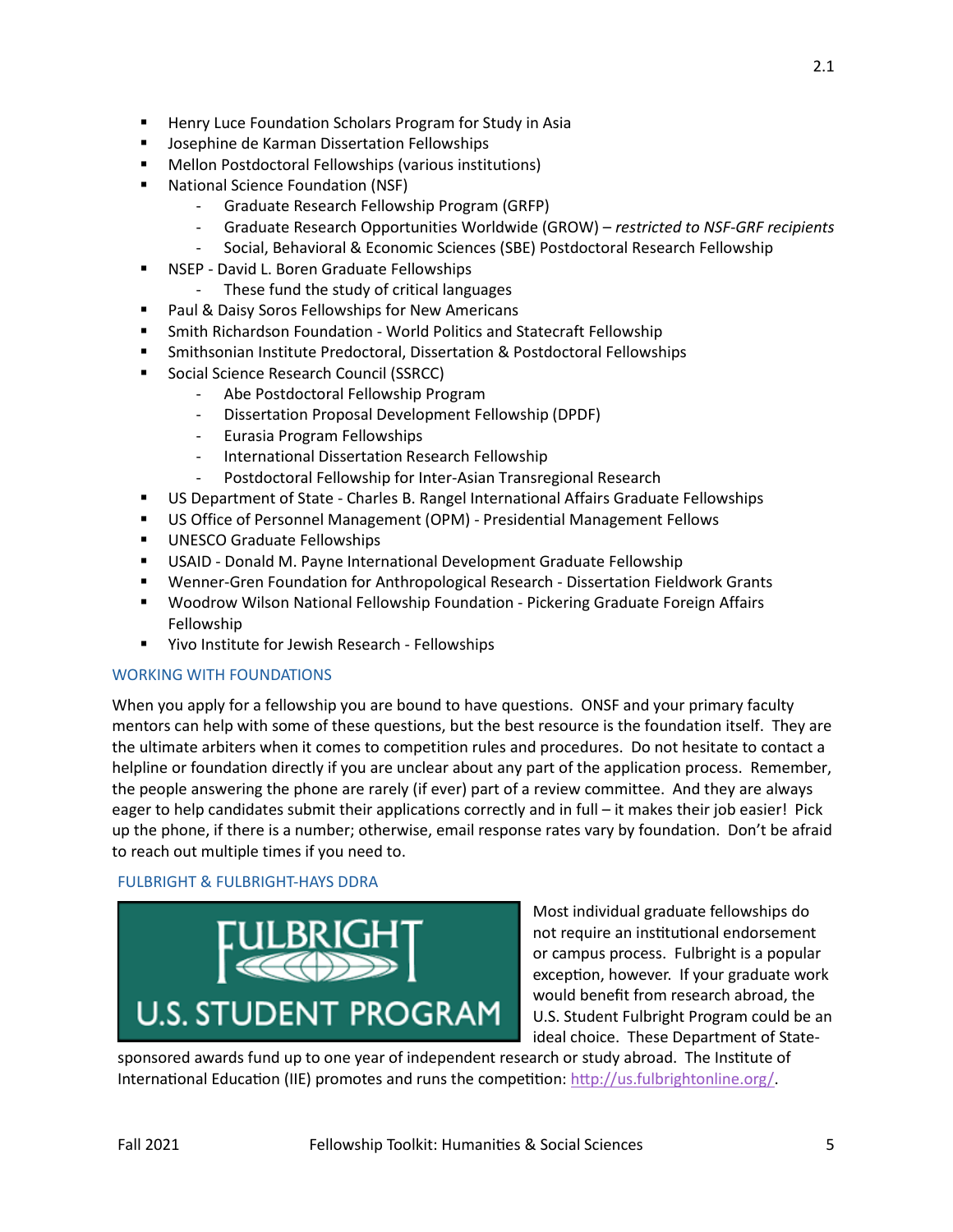- Henry Luce Foundation Scholars Program for Study in Asia
- Josephine de Karman Dissertation Fellowships
- Mellon Postdoctoral Fellowships (various institutions)
- National Science Foundation (NSF)
  - Graduate Research Fellowship Program (GRFP)
  - Graduate Research Opportunities Worldwide (GROW) – *restricted to NSF-GRF recipients*
  - Social, Behavioral & Economic Sciences (SBE) Postdoctoral Research Fellowship
- NSEP - David L. Boren Graduate Fellowships
  - These fund the study of critical languages
- Paul & Daisy Soros Fellowships for New Americans
- Smith Richardson Foundation - World Politics and Statecraft Fellowship
- Smithsonian Institute Predoctoral, Dissertation & Postdoctoral Fellowships
- Social Science Research Council (SSRCC)
  - Abe Postdoctoral Fellowship Program
  - Dissertation Proposal Development Fellowship (DPDF)
  - Eurasia Program Fellowships
  - International Dissertation Research Fellowship
  - Postdoctoral Fellowship for Inter-Asian Transregional Research
- US Department of State - Charles B. Rangel International Affairs Graduate Fellowships
- US Office of Personnel Management (OPM) - Presidential Management Fellows
- UNESCO Graduate Fellowships
- USAID - Donald M. Payne International Development Graduate Fellowship
- Wenner-Gren Foundation for Anthropological Research - Dissertation Fieldwork Grants
- Woodrow Wilson National Fellowship Foundation - Pickering Graduate Foreign Affairs Fellowship
- Yivo Institute for Jewish Research - Fellowships

## WORKING WITH FOUNDATIONS

When you apply for a fellowship you are bound to have questions. ONSF and your primary faculty mentors can help with some of these questions, but the best resource is the foundation itself. They are the ultimate arbiters when it comes to competition rules and procedures. Do not hesitate to contact a helpline or foundation directly if you are unclear about any part of the application process. Remember, the people answering the phone are rarely (if ever) part of a review committee. And they are always eager to help candidates submit their applications correctly and in full – it makes their job easier! Pick up the phone, if there is a number; otherwise, email response rates vary by foundation. Don't be afraid to reach out multiple times if you need to.

## FULBRIGHT & FULBRIGHT-HAYS DDRA

FULBRIGHT U.S. STUDENT PROGRAM

Most individual graduate fellowships do not require an institutional endorsement or campus process. Fulbright is a popular exception, however. If your graduate work would benefit from research abroad, the U.S. Student Fulbright Program could be an ideal choice. These Department of State-sponsored awards fund up to one year of independent research or study abroad. The Institute of International Education (IIE) promotes and runs the competition: http://us.fulbrightonline.org/.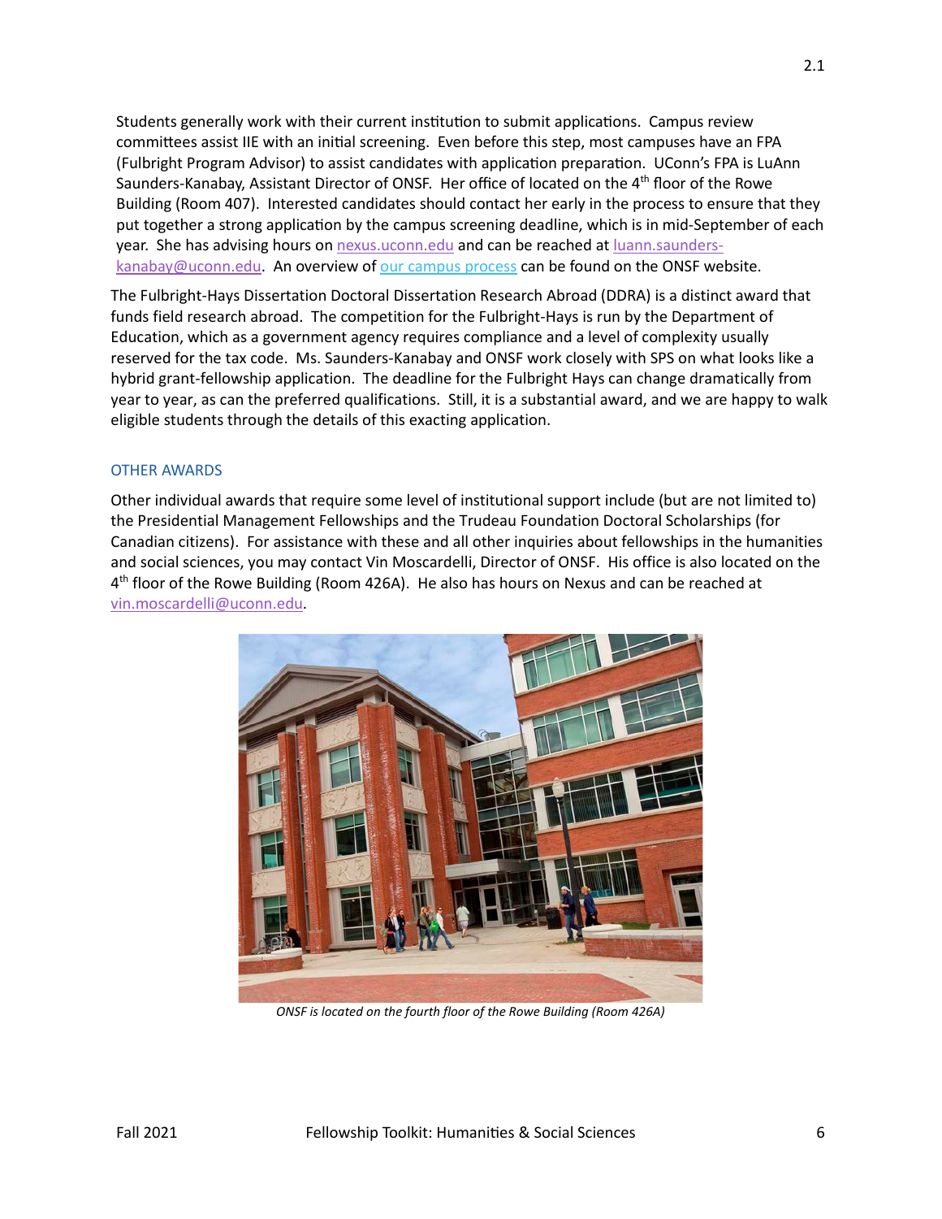Students generally work with their current institution to submit applications. Campus review committees assist IIE with an initial screening. Even before this step, most campuses have an FPA (Fulbright Program Advisor) to assist candidates with application preparation. UConn's FPA is LuAnn Saunders-Kanabay, Assistant Director of ONSF. Her office of located on the 4th floor of the Rowe Building (Room 407). Interested candidates should contact her early in the process to ensure that they put together a strong application by the campus screening deadline, which is in mid-September of each year. She has advising hours on nexus.uconn.edu and can be reached at luann.saunders-kanabay@uconn.edu. An overview of our campus process can be found on the ONSF website.

The Fulbright-Hays Dissertation Doctoral Dissertation Research Abroad (DDRA) is a distinct award that funds field research abroad. The competition for the Fulbright-Hays is run by the Department of Education, which as a government agency requires compliance and a level of complexity usually reserved for the tax code. Ms. Saunders-Kanabay and ONSF work closely with SPS on what looks like a hybrid grant-fellowship application. The deadline for the Fulbright Hays can change dramatically from year to year, as can the preferred qualifications. Still, it is a substantial award, and we are happy to walk eligible students through the details of this exacting application.

## OTHER AWARDS

Other individual awards that require some level of institutional support include (but are not limited to) the Presidential Management Fellowships and the Trudeau Foundation Doctoral Scholarships (for Canadian citizens). For assistance with these and all other inquiries about fellowships in the humanities and social sciences, you may contact Vin Moscardelli, Director of ONSF. His office is also located on the 4th floor of the Rowe Building (Room 426A). He also has hours on Nexus and can be reached at vin.moscardelli@uconn.edu.

*ONSF is located on the fourth floor of the Rowe Building (Room 426A)*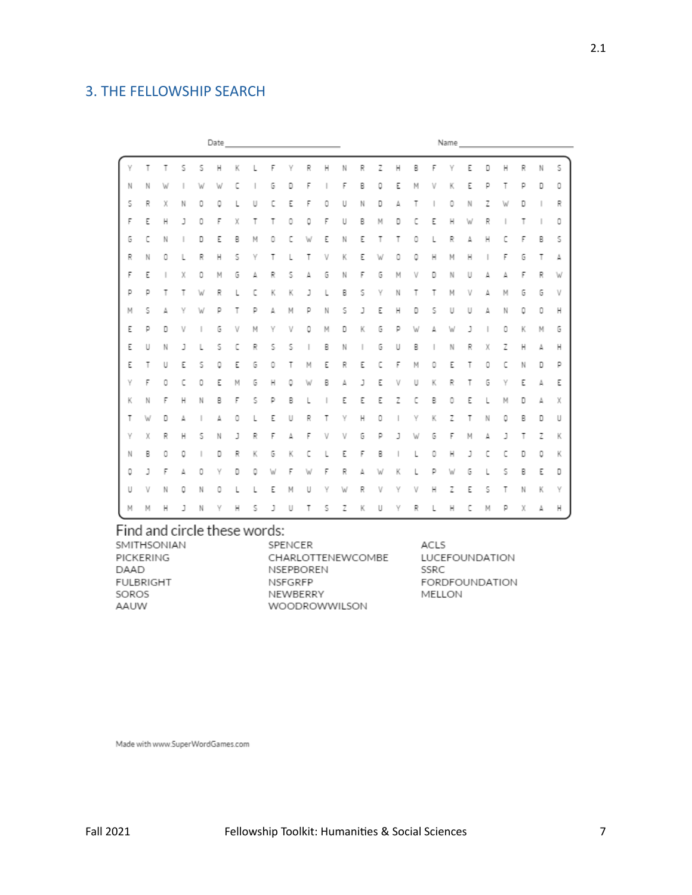## 3. THE FELLOWSHIP SEARCH

Date ____________________ Name ____________________

```
Y T T S S H K L F Y R H N R Z H B F Y E D H R N S
N N W I W W C I G D F I F B Q E M V K E P T P D O
S R X N O Q L U C E F O U N D A T I O N Z W D I R
F E H J O F X T T O Q F U B M D C E H W R I T I O
G C N I D E B M O C W E N E T T O L R A H C F B S
R N O L R H S Y T L T V K E W O Q H M H I F G T A
F E I X O M G A R S A G N F G M V D N U A A F R W
P P T T W R L C K K J L B S Y N T T M V A M G G V
M S A Y W P T P A M P N S J E H D S U U A N Q O H
E P D V I G V M Y V Q M D K G P W A W J I O K M G
E U N J L S C R S S I B N I G U B I N R X Z H A H
E T U E S Q E G O T M E R E C F M O E T O C N D P
Y F O C O E M G H Q W B A J E V U K R T G Y E A E
K N F H N B F S P B L I E E E Z C B O E L M D A X
T W D A I A O L E U R T Y H O I Y K Z T N Q B D U
Y X R H S N J R F A F V V G P J W G F M A J T Z K
N B O Q I D R K G K C L E F B I L O H J C C D Q K
Q J F A O Y D Q W F W F R A W K L P W G L S B E D
U V N Q N O L L E M U Y W R V Y V H Z E S T N K Y
M M H J N Y H S J U T S Z K U Y R L H C M P X A H
```

Find and circle these words:

| | | |
|---|---|---|
| SMITHSONIAN | SPENCER | ACLS |
| PICKERING | CHARLOTTENEWCOMBE | LUCEFOUNDATION |
| DAAD | NSEPBOREN | SSRC |
| FULBRIGHT | NSFGRFP | FORDFOUNDATION |
| SOROS | NEWBERRY | MELLON |
| AAUW | WOODROWWILSON | |

Made with www.SuperWordGames.com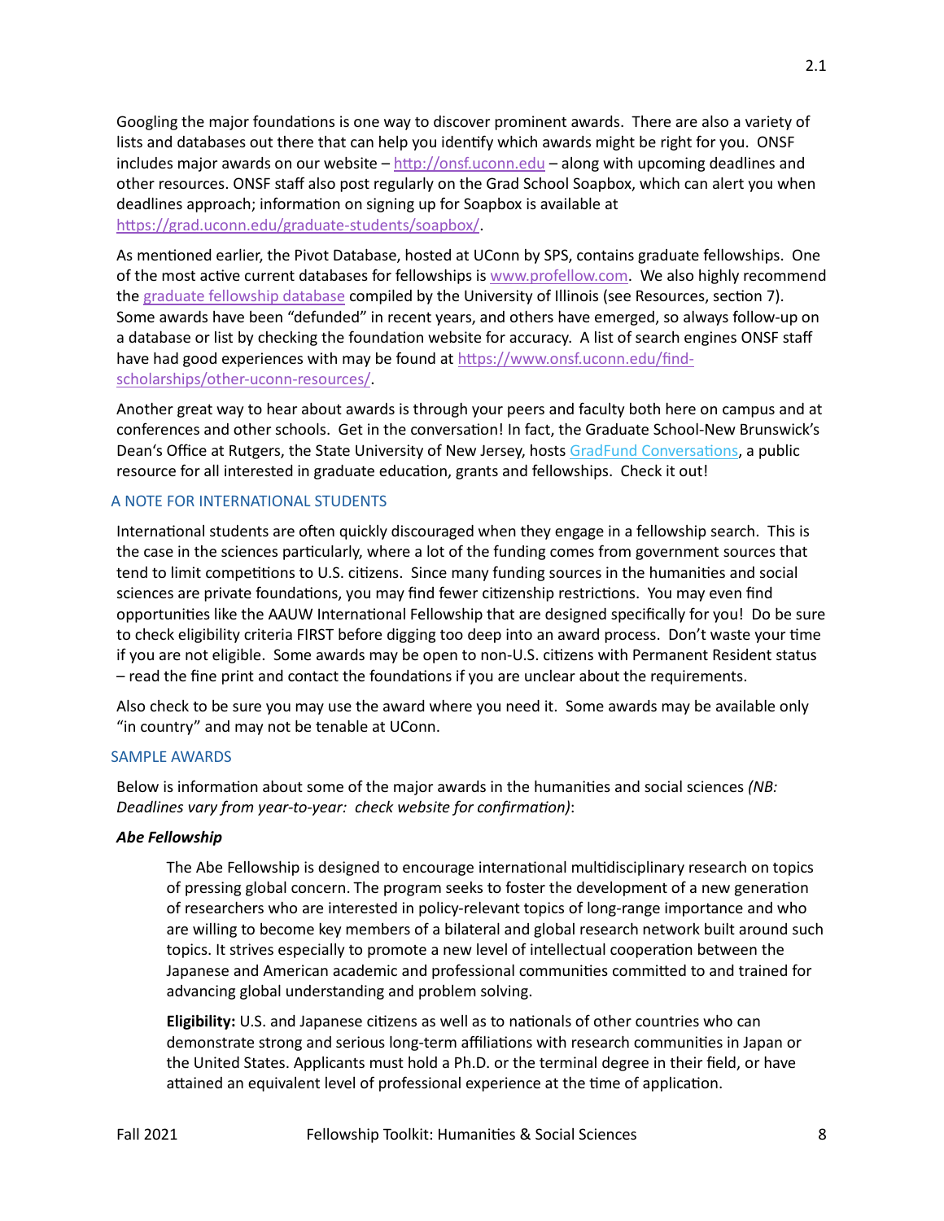Googling the major foundations is one way to discover prominent awards. There are also a variety of lists and databases out there that can help you identify which awards might be right for you. ONSF includes major awards on our website – http://onsf.uconn.edu – along with upcoming deadlines and other resources. ONSF staff also post regularly on the Grad School Soapbox, which can alert you when deadlines approach; information on signing up for Soapbox is available at https://grad.uconn.edu/graduate-students/soapbox/.

As mentioned earlier, the Pivot Database, hosted at UConn by SPS, contains graduate fellowships. One of the most active current databases for fellowships is www.profellow.com. We also highly recommend the graduate fellowship database compiled by the University of Illinois (see Resources, section 7). Some awards have been "defunded" in recent years, and others have emerged, so always follow-up on a database or list by checking the foundation website for accuracy. A list of search engines ONSF staff have had good experiences with may be found at https://www.onsf.uconn.edu/find-scholarships/other-uconn-resources/.

Another great way to hear about awards is through your peers and faculty both here on campus and at conferences and other schools. Get in the conversation! In fact, the Graduate School-New Brunswick's Dean's Office at Rutgers, the State University of New Jersey, hosts GradFund Conversations, a public resource for all interested in graduate education, grants and fellowships. Check it out!

## A NOTE FOR INTERNATIONAL STUDENTS

International students are often quickly discouraged when they engage in a fellowship search. This is the case in the sciences particularly, where a lot of the funding comes from government sources that tend to limit competitions to U.S. citizens. Since many funding sources in the humanities and social sciences are private foundations, you may find fewer citizenship restrictions. You may even find opportunities like the AAUW International Fellowship that are designed specifically for you! Do be sure to check eligibility criteria FIRST before digging too deep into an award process. Don't waste your time if you are not eligible. Some awards may be open to non-U.S. citizens with Permanent Resident status – read the fine print and contact the foundations if you are unclear about the requirements.

Also check to be sure you may use the award where you need it. Some awards may be available only "in country" and may not be tenable at UConn.

## SAMPLE AWARDS

Below is information about some of the major awards in the humanities and social sciences *(NB: Deadlines vary from year-to-year: check website for confirmation)*:

### *Abe Fellowship*

The Abe Fellowship is designed to encourage international multidisciplinary research on topics of pressing global concern. The program seeks to foster the development of a new generation of researchers who are interested in policy-relevant topics of long-range importance and who are willing to become key members of a bilateral and global research network built around such topics. It strives especially to promote a new level of intellectual cooperation between the Japanese and American academic and professional communities committed to and trained for advancing global understanding and problem solving.

**Eligibility:** U.S. and Japanese citizens as well as to nationals of other countries who can demonstrate strong and serious long-term affiliations with research communities in Japan or the United States. Applicants must hold a Ph.D. or the terminal degree in their field, or have attained an equivalent level of professional experience at the time of application.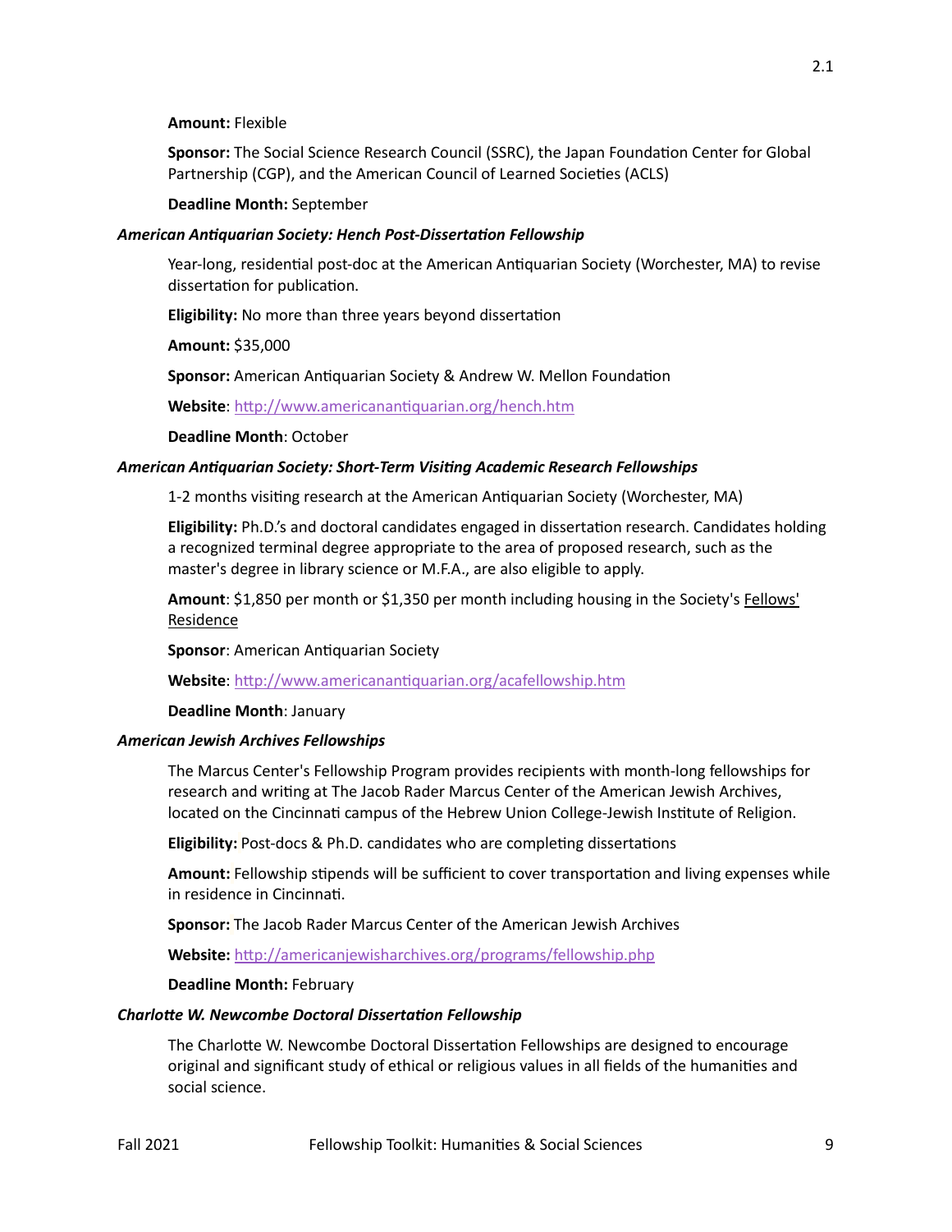**Amount:** Flexible

**Sponsor:** The Social Science Research Council (SSRC), the Japan Foundation Center for Global Partnership (CGP), and the American Council of Learned Societies (ACLS)

**Deadline Month:** September

***American Antiquarian Society: Hench Post-Dissertation Fellowship***

Year-long, residential post-doc at the American Antiquarian Society (Worchester, MA) to revise dissertation for publication.

**Eligibility:** No more than three years beyond dissertation

**Amount:** $35,000

**Sponsor:** American Antiquarian Society & Andrew W. Mellon Foundation

**Website**: [http://www.americanantiquarian.org/hench.htm](http://www.americanantiquarian.org/hench.htm)

**Deadline Month**: October

***American Antiquarian Society: Short-Term Visiting Academic Research Fellowships***

1-2 months visiting research at the American Antiquarian Society (Worchester, MA)

**Eligibility:** Ph.D.'s and doctoral candidates engaged in dissertation research. Candidates holding a recognized terminal degree appropriate to the area of proposed research, such as the master's degree in library science or M.F.A., are also eligible to apply.

**Amount**: $1,850 per month or $1,350 per month including housing in the Society's Fellows' Residence

**Sponsor**: American Antiquarian Society

**Website**: [http://www.americanantiquarian.org/acafellowship.htm](http://www.americanantiquarian.org/acafellowship.htm)

**Deadline Month**: January

***American Jewish Archives Fellowships***

The Marcus Center's Fellowship Program provides recipients with month-long fellowships for research and writing at The Jacob Rader Marcus Center of the American Jewish Archives, located on the Cincinnati campus of the Hebrew Union College-Jewish Institute of Religion.

**Eligibility:** Post-docs & Ph.D. candidates who are completing dissertations

**Amount:** Fellowship stipends will be sufficient to cover transportation and living expenses while in residence in Cincinnati.

**Sponsor:** The Jacob Rader Marcus Center of the American Jewish Archives

**Website:** [http://americanjewisharchives.org/programs/fellowship.php](http://americanjewisharchives.org/programs/fellowship.php)

**Deadline Month:** February

***Charlotte W. Newcombe Doctoral Dissertation Fellowship***

The Charlotte W. Newcombe Doctoral Dissertation Fellowships are designed to encourage original and significant study of ethical or religious values in all fields of the humanities and social science.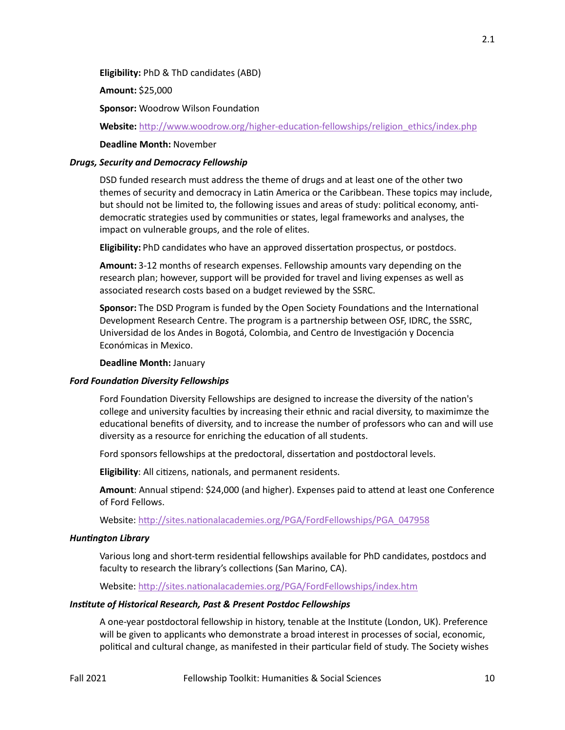**Eligibility:** PhD & ThD candidates (ABD)

**Amount:** $25,000

**Sponsor:** Woodrow Wilson Foundation

**Website:** http://www.woodrow.org/higher-education-fellowships/religion_ethics/index.php

**Deadline Month:** November

***Drugs, Security and Democracy Fellowship***

DSD funded research must address the theme of drugs and at least one of the other two themes of security and democracy in Latin America or the Caribbean. These topics may include, but should not be limited to, the following issues and areas of study: political economy, anti-democratic strategies used by communities or states, legal frameworks and analyses, the impact on vulnerable groups, and the role of elites.

**Eligibility:** PhD candidates who have an approved dissertation prospectus, or postdocs.

**Amount:** 3-12 months of research expenses. Fellowship amounts vary depending on the research plan; however, support will be provided for travel and living expenses as well as associated research costs based on a budget reviewed by the SSRC.

**Sponsor:** The DSD Program is funded by the Open Society Foundations and the International Development Research Centre. The program is a partnership between OSF, IDRC, the SSRC, Universidad de los Andes in Bogotá, Colombia, and Centro de Investigación y Docencia Económicas in Mexico.

**Deadline Month:** January

***Ford Foundation Diversity Fellowships***

Ford Foundation Diversity Fellowships are designed to increase the diversity of the nation's college and university faculties by increasing their ethnic and racial diversity, to maximimze the educational benefits of diversity, and to increase the number of professors who can and will use diversity as a resource for enriching the education of all students.

Ford sponsors fellowships at the predoctoral, dissertation and postdoctoral levels.

**Eligibility**: All citizens, nationals, and permanent residents.

**Amount**: Annual stipend: $24,000 (and higher). Expenses paid to attend at least one Conference of Ford Fellows.

Website: http://sites.nationalacademies.org/PGA/FordFellowships/PGA_047958

***Huntington Library***

Various long and short-term residential fellowships available for PhD candidates, postdocs and faculty to research the library's collections (San Marino, CA).

Website: http://sites.nationalacademies.org/PGA/FordFellowships/index.htm

***Institute of Historical Research, Past & Present Postdoc Fellowships***

A one-year postdoctoral fellowship in history, tenable at the Institute (London, UK). Preference will be given to applicants who demonstrate a broad interest in processes of social, economic, political and cultural change, as manifested in their particular field of study. The Society wishes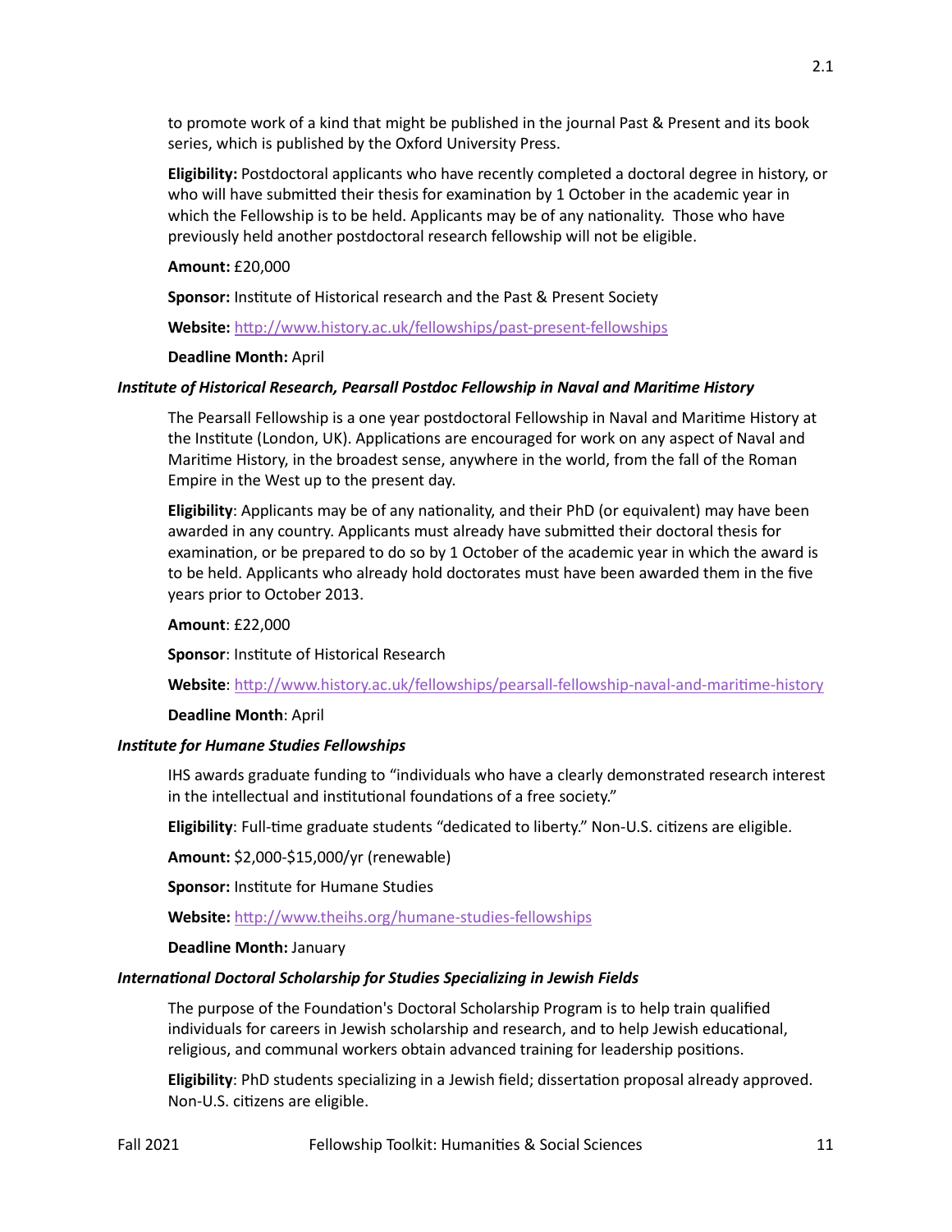to promote work of a kind that might be published in the journal Past & Present and its book series, which is published by the Oxford University Press.

**Eligibility:** Postdoctoral applicants who have recently completed a doctoral degree in history, or who will have submitted their thesis for examination by 1 October in the academic year in which the Fellowship is to be held. Applicants may be of any nationality. Those who have previously held another postdoctoral research fellowship will not be eligible.

**Amount:** £20,000

**Sponsor:** Institute of Historical research and the Past & Present Society

**Website:** [http://www.history.ac.uk/fellowships/past-present-fellowships](http://www.history.ac.uk/fellowships/past-present-fellowships)

**Deadline Month:** April

### *Institute of Historical Research, Pearsall Postdoc Fellowship in Naval and Maritime History*

The Pearsall Fellowship is a one year postdoctoral Fellowship in Naval and Maritime History at the Institute (London, UK). Applications are encouraged for work on any aspect of Naval and Maritime History, in the broadest sense, anywhere in the world, from the fall of the Roman Empire in the West up to the present day.

**Eligibility**: Applicants may be of any nationality, and their PhD (or equivalent) may have been awarded in any country. Applicants must already have submitted their doctoral thesis for examination, or be prepared to do so by 1 October of the academic year in which the award is to be held. Applicants who already hold doctorates must have been awarded them in the five years prior to October 2013.

**Amount**: £22,000

**Sponsor**: Institute of Historical Research

**Website**: [http://www.history.ac.uk/fellowships/pearsall-fellowship-naval-and-maritime-history](http://www.history.ac.uk/fellowships/pearsall-fellowship-naval-and-maritime-history)

**Deadline Month**: April

### *Institute for Humane Studies Fellowships*

IHS awards graduate funding to "individuals who have a clearly demonstrated research interest in the intellectual and institutional foundations of a free society."

**Eligibility**: Full-time graduate students "dedicated to liberty." Non-U.S. citizens are eligible.

**Amount:** $2,000-$15,000/yr (renewable)

**Sponsor:** Institute for Humane Studies

**Website:** [http://www.theihs.org/humane-studies-fellowships](http://www.theihs.org/humane-studies-fellowships)

**Deadline Month:** January

### *International Doctoral Scholarship for Studies Specializing in Jewish Fields*

The purpose of the Foundation's Doctoral Scholarship Program is to help train qualified individuals for careers in Jewish scholarship and research, and to help Jewish educational, religious, and communal workers obtain advanced training for leadership positions.

**Eligibility**: PhD students specializing in a Jewish field; dissertation proposal already approved. Non-U.S. citizens are eligible.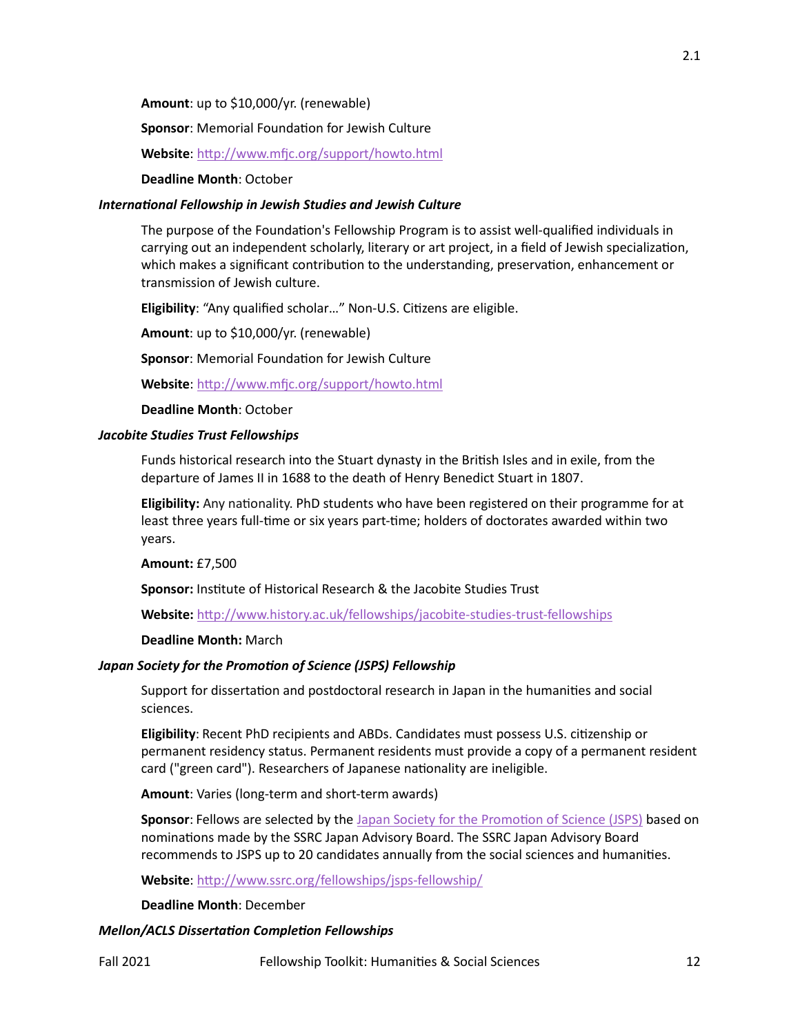**Amount**: up to $10,000/yr. (renewable)

**Sponsor**: Memorial Foundation for Jewish Culture

**Website**: http://www.mfjc.org/support/howto.html

**Deadline Month**: October

***International Fellowship in Jewish Studies and Jewish Culture***

The purpose of the Foundation's Fellowship Program is to assist well-qualified individuals in carrying out an independent scholarly, literary or art project, in a field of Jewish specialization, which makes a significant contribution to the understanding, preservation, enhancement or transmission of Jewish culture.

**Eligibility**: "Any qualified scholar…" Non-U.S. Citizens are eligible.

**Amount**: up to $10,000/yr. (renewable)

**Sponsor**: Memorial Foundation for Jewish Culture

**Website**: http://www.mfjc.org/support/howto.html

**Deadline Month**: October

***Jacobite Studies Trust Fellowships***

Funds historical research into the Stuart dynasty in the British Isles and in exile, from the departure of James II in 1688 to the death of Henry Benedict Stuart in 1807.

**Eligibility:** Any nationality. PhD students who have been registered on their programme for at least three years full-time or six years part-time; holders of doctorates awarded within two years.

**Amount:** £7,500

**Sponsor:** Institute of Historical Research & the Jacobite Studies Trust

**Website:** http://www.history.ac.uk/fellowships/jacobite-studies-trust-fellowships

**Deadline Month:** March

***Japan Society for the Promotion of Science (JSPS) Fellowship***

Support for dissertation and postdoctoral research in Japan in the humanities and social sciences.

**Eligibility**: Recent PhD recipients and ABDs. Candidates must possess U.S. citizenship or permanent residency status. Permanent residents must provide a copy of a permanent resident card ("green card"). Researchers of Japanese nationality are ineligible.

**Amount**: Varies (long-term and short-term awards)

**Sponsor**: Fellows are selected by the Japan Society for the Promotion of Science (JSPS) based on nominations made by the SSRC Japan Advisory Board. The SSRC Japan Advisory Board recommends to JSPS up to 20 candidates annually from the social sciences and humanities.

**Website**: http://www.ssrc.org/fellowships/jsps-fellowship/

**Deadline Month**: December

***Mellon/ACLS Dissertation Completion Fellowships***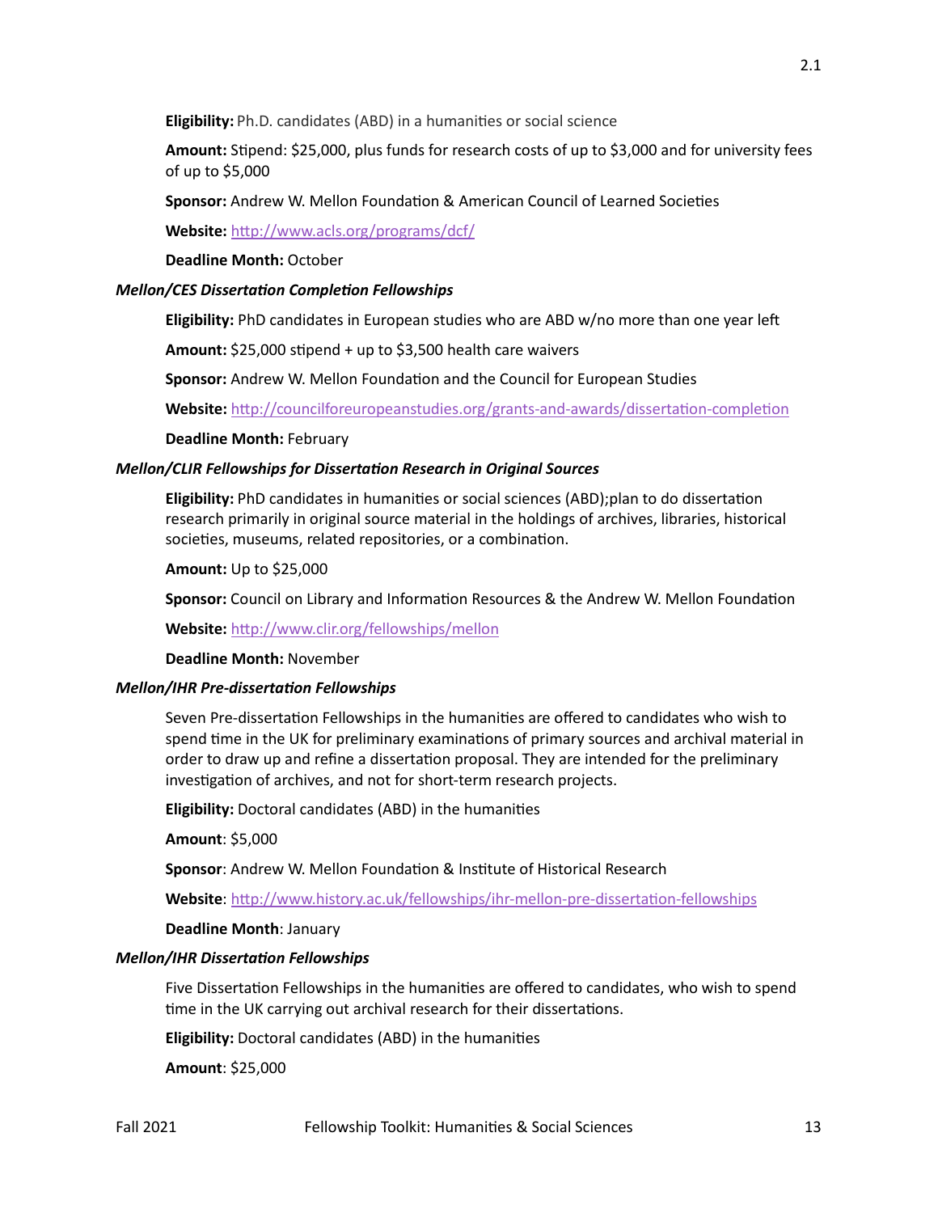**Eligibility:** Ph.D. candidates (ABD) in a humanities or social science

**Amount:** Stipend: $25,000, plus funds for research costs of up to $3,000 and for university fees of up to $5,000

**Sponsor:** Andrew W. Mellon Foundation & American Council of Learned Societies

**Website:** http://www.acls.org/programs/dcf/

**Deadline Month:** October

***Mellon/CES Dissertation Completion Fellowships***

**Eligibility:** PhD candidates in European studies who are ABD w/no more than one year left

**Amount:** $25,000 stipend + up to $3,500 health care waivers

**Sponsor:** Andrew W. Mellon Foundation and the Council for European Studies

**Website:** http://councilforeuropeanstudies.org/grants-and-awards/dissertation-completion

**Deadline Month:** February

***Mellon/CLIR Fellowships for Dissertation Research in Original Sources***

**Eligibility:** PhD candidates in humanities or social sciences (ABD);plan to do dissertation research primarily in original source material in the holdings of archives, libraries, historical societies, museums, related repositories, or a combination.

**Amount:** Up to $25,000

**Sponsor:** Council on Library and Information Resources & the Andrew W. Mellon Foundation

**Website:** http://www.clir.org/fellowships/mellon

**Deadline Month:** November

***Mellon/IHR Pre-dissertation Fellowships***

Seven Pre-dissertation Fellowships in the humanities are offered to candidates who wish to spend time in the UK for preliminary examinations of primary sources and archival material in order to draw up and refine a dissertation proposal. They are intended for the preliminary investigation of archives, and not for short-term research projects.

**Eligibility:** Doctoral candidates (ABD) in the humanities

**Amount**: $5,000

**Sponsor**: Andrew W. Mellon Foundation & Institute of Historical Research

**Website**: http://www.history.ac.uk/fellowships/ihr-mellon-pre-dissertation-fellowships

**Deadline Month**: January

***Mellon/IHR Dissertation Fellowships***

Five Dissertation Fellowships in the humanities are offered to candidates, who wish to spend time in the UK carrying out archival research for their dissertations.

**Eligibility:** Doctoral candidates (ABD) in the humanities

**Amount**: $25,000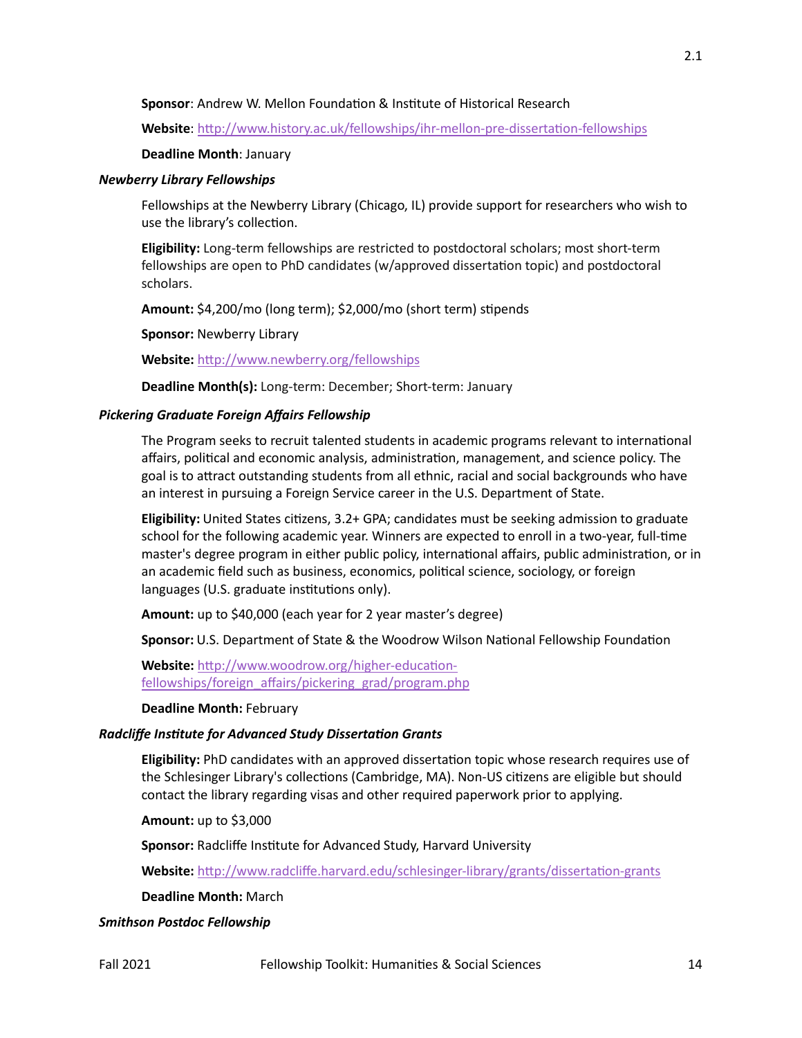**Sponsor**: Andrew W. Mellon Foundation & Institute of Historical Research

**Website**: http://www.history.ac.uk/fellowships/ihr-mellon-pre-dissertation-fellowships

**Deadline Month**: January

### *Newberry Library Fellowships*

Fellowships at the Newberry Library (Chicago, IL) provide support for researchers who wish to use the library's collection.

**Eligibility:** Long-term fellowships are restricted to postdoctoral scholars; most short-term fellowships are open to PhD candidates (w/approved dissertation topic) and postdoctoral scholars.

**Amount:** $4,200/mo (long term); $2,000/mo (short term) stipends

**Sponsor:** Newberry Library

**Website:** http://www.newberry.org/fellowships

**Deadline Month(s):** Long-term: December; Short-term: January

### *Pickering Graduate Foreign Affairs Fellowship*

The Program seeks to recruit talented students in academic programs relevant to international affairs, political and economic analysis, administration, management, and science policy. The goal is to attract outstanding students from all ethnic, racial and social backgrounds who have an interest in pursuing a Foreign Service career in the U.S. Department of State.

**Eligibility:** United States citizens, 3.2+ GPA; candidates must be seeking admission to graduate school for the following academic year. Winners are expected to enroll in a two-year, full-time master's degree program in either public policy, international affairs, public administration, or in an academic field such as business, economics, political science, sociology, or foreign languages (U.S. graduate institutions only).

**Amount:** up to $40,000 (each year for 2 year master's degree)

**Sponsor:** U.S. Department of State & the Woodrow Wilson National Fellowship Foundation

**Website:** http://www.woodrow.org/higher-education-fellowships/foreign_affairs/pickering_grad/program.php

**Deadline Month:** February

### *Radcliffe Institute for Advanced Study Dissertation Grants*

**Eligibility:** PhD candidates with an approved dissertation topic whose research requires use of the Schlesinger Library's collections (Cambridge, MA). Non-US citizens are eligible but should contact the library regarding visas and other required paperwork prior to applying.

**Amount:** up to $3,000

**Sponsor:** Radcliffe Institute for Advanced Study, Harvard University

**Website:** http://www.radcliffe.harvard.edu/schlesinger-library/grants/dissertation-grants

**Deadline Month:** March

### *Smithson Postdoc Fellowship*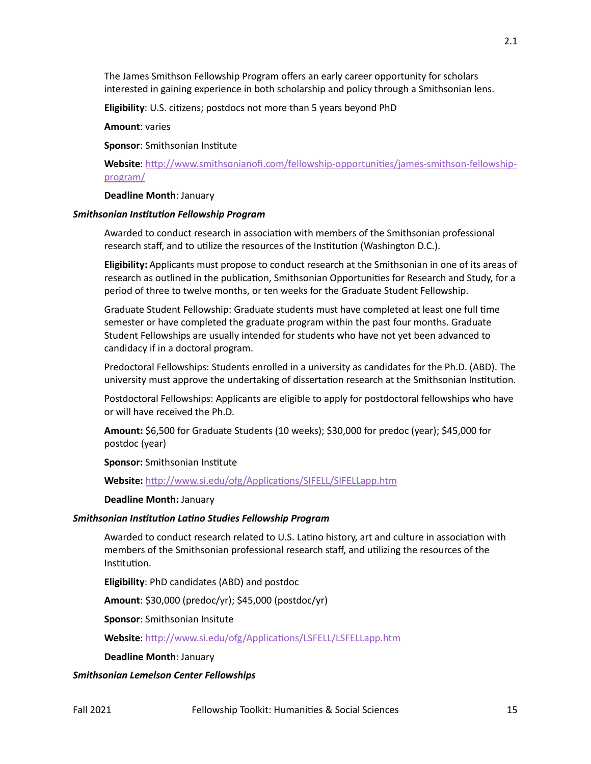The James Smithson Fellowship Program offers an early career opportunity for scholars interested in gaining experience in both scholarship and policy through a Smithsonian lens.

**Eligibility**: U.S. citizens; postdocs not more than 5 years beyond PhD

**Amount**: varies

**Sponsor**: Smithsonian Institute

**Website**: [http://www.smithsonianofi.com/fellowship-opportunities/james-smithson-fellowship-program/](http://www.smithsonianofi.com/fellowship-opportunities/james-smithson-fellowship-program/)

**Deadline Month**: January

***Smithsonian Institution Fellowship Program***

Awarded to conduct research in association with members of the Smithsonian professional research staff, and to utilize the resources of the Institution (Washington D.C.).

**Eligibility:** Applicants must propose to conduct research at the Smithsonian in one of its areas of research as outlined in the publication, Smithsonian Opportunities for Research and Study, for a period of three to twelve months, or ten weeks for the Graduate Student Fellowship.

Graduate Student Fellowship: Graduate students must have completed at least one full time semester or have completed the graduate program within the past four months. Graduate Student Fellowships are usually intended for students who have not yet been advanced to candidacy if in a doctoral program.

Predoctoral Fellowships: Students enrolled in a university as candidates for the Ph.D. (ABD). The university must approve the undertaking of dissertation research at the Smithsonian Institution.

Postdoctoral Fellowships: Applicants are eligible to apply for postdoctoral fellowships who have or will have received the Ph.D.

**Amount:** $6,500 for Graduate Students (10 weeks); $30,000 for predoc (year); $45,000 for postdoc (year)

**Sponsor:** Smithsonian Institute

**Website:** [http://www.si.edu/ofg/Applications/SIFELL/SIFELLapp.htm](http://www.si.edu/ofg/Applications/SIFELL/SIFELLapp.htm)

**Deadline Month:** January

***Smithsonian Institution Latino Studies Fellowship Program***

Awarded to conduct research related to U.S. Latino history, art and culture in association with members of the Smithsonian professional research staff, and utilizing the resources of the Institution.

**Eligibility**: PhD candidates (ABD) and postdoc

**Amount**: $30,000 (predoc/yr); $45,000 (postdoc/yr)

**Sponsor**: Smithsonian Insitute

**Website**: [http://www.si.edu/ofg/Applications/LSFELL/LSFELLapp.htm](http://www.si.edu/ofg/Applications/LSFELL/LSFELLapp.htm)

**Deadline Month**: January

***Smithsonian Lemelson Center Fellowships***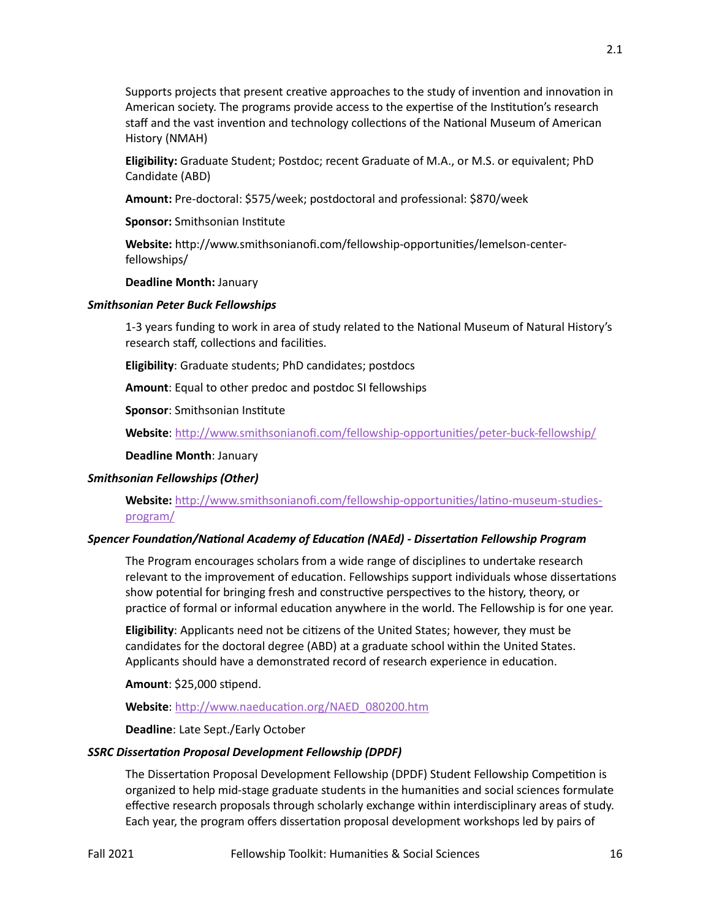Supports projects that present creative approaches to the study of invention and innovation in American society. The programs provide access to the expertise of the Institution's research staff and the vast invention and technology collections of the National Museum of American History (NMAH)

**Eligibility:** Graduate Student; Postdoc; recent Graduate of M.A., or M.S. or equivalent; PhD Candidate (ABD)

**Amount:** Pre-doctoral: $575/week; postdoctoral and professional: $870/week

**Sponsor:** Smithsonian Institute

**Website:** http://www.smithsonianofi.com/fellowship-opportunities/lemelson-center-fellowships/

**Deadline Month:** January

### *Smithsonian Peter Buck Fellowships*

1-3 years funding to work in area of study related to the National Museum of Natural History's research staff, collections and facilities.

**Eligibility**: Graduate students; PhD candidates; postdocs

**Amount**: Equal to other predoc and postdoc SI fellowships

**Sponsor**: Smithsonian Institute

**Website**: http://www.smithsonianofi.com/fellowship-opportunities/peter-buck-fellowship/

**Deadline Month**: January

### *Smithsonian Fellowships (Other)*

**Website:** http://www.smithsonianofi.com/fellowship-opportunities/latino-museum-studies-program/

### *Spencer Foundation/National Academy of Education (NAEd) - Dissertation Fellowship Program*

The Program encourages scholars from a wide range of disciplines to undertake research relevant to the improvement of education. Fellowships support individuals whose dissertations show potential for bringing fresh and constructive perspectives to the history, theory, or practice of formal or informal education anywhere in the world. The Fellowship is for one year.

**Eligibility**: Applicants need not be citizens of the United States; however, they must be candidates for the doctoral degree (ABD) at a graduate school within the United States. Applicants should have a demonstrated record of research experience in education.

**Amount**: $25,000 stipend.

**Website**: http://www.naeducation.org/NAED_080200.htm

**Deadline**: Late Sept./Early October

### *SSRC Dissertation Proposal Development Fellowship (DPDF)*

The Dissertation Proposal Development Fellowship (DPDF) Student Fellowship Competition is organized to help mid-stage graduate students in the humanities and social sciences formulate effective research proposals through scholarly exchange within interdisciplinary areas of study. Each year, the program offers dissertation proposal development workshops led by pairs of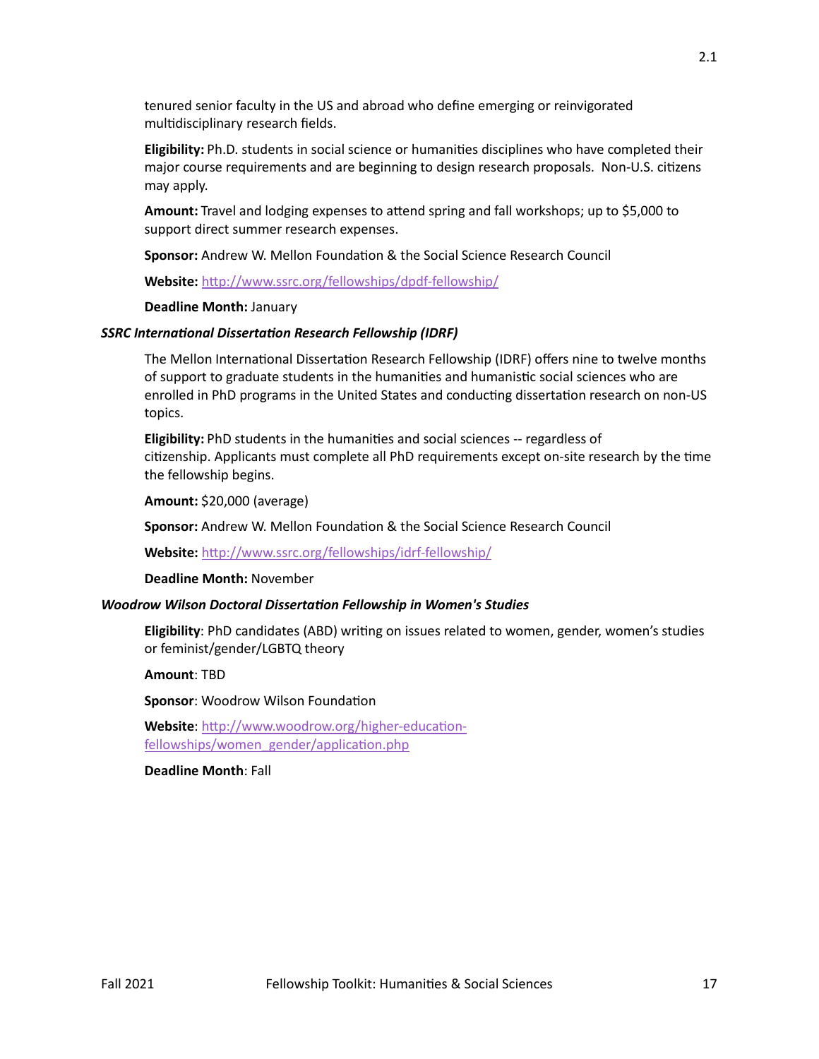tenured senior faculty in the US and abroad who define emerging or reinvigorated multidisciplinary research fields.

**Eligibility:** Ph.D. students in social science or humanities disciplines who have completed their major course requirements and are beginning to design research proposals. Non-U.S. citizens may apply.

**Amount:** Travel and lodging expenses to attend spring and fall workshops; up to $5,000 to support direct summer research expenses.

**Sponsor:** Andrew W. Mellon Foundation & the Social Science Research Council

**Website:** http://www.ssrc.org/fellowships/dpdf-fellowship/

**Deadline Month:** January

***SSRC International Dissertation Research Fellowship (IDRF)***

The Mellon International Dissertation Research Fellowship (IDRF) offers nine to twelve months of support to graduate students in the humanities and humanistic social sciences who are enrolled in PhD programs in the United States and conducting dissertation research on non-US topics.

**Eligibility:** PhD students in the humanities and social sciences -- regardless of citizenship. Applicants must complete all PhD requirements except on-site research by the time the fellowship begins.

**Amount:** $20,000 (average)

**Sponsor:** Andrew W. Mellon Foundation & the Social Science Research Council

**Website:** http://www.ssrc.org/fellowships/idrf-fellowship/

**Deadline Month:** November

***Woodrow Wilson Doctoral Dissertation Fellowship in Women's Studies***

**Eligibility**: PhD candidates (ABD) writing on issues related to women, gender, women's studies or feminist/gender/LGBTQ theory

**Amount**: TBD

**Sponsor**: Woodrow Wilson Foundation

**Website**: http://www.woodrow.org/higher-education-fellowships/women_gender/application.php

**Deadline Month**: Fall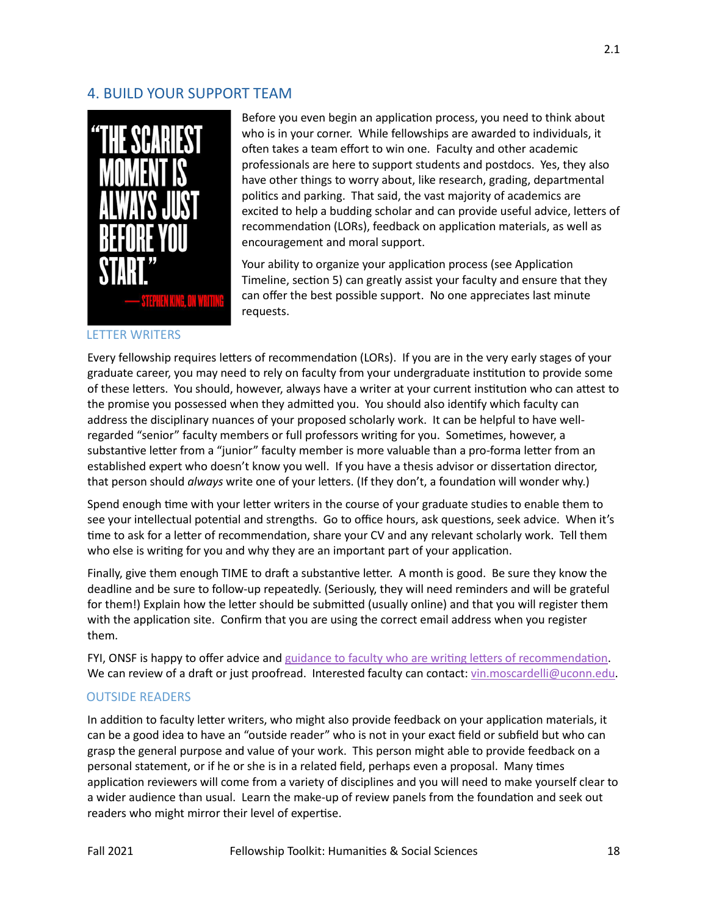## 4. BUILD YOUR SUPPORT TEAM

"THE SCARIEST MOMENT IS ALWAYS JUST BEFORE YOU START." — STEPHEN KING, ON WRITING

Before you even begin an application process, you need to think about who is in your corner. While fellowships are awarded to individuals, it often takes a team effort to win one. Faculty and other academic professionals are here to support students and postdocs. Yes, they also have other things to worry about, like research, grading, departmental politics and parking. That said, the vast majority of academics are excited to help a budding scholar and can provide useful advice, letters of recommendation (LORs), feedback on application materials, as well as encouragement and moral support.

Your ability to organize your application process (see Application Timeline, section 5) can greatly assist your faculty and ensure that they can offer the best possible support. No one appreciates last minute requests.

### LETTER WRITERS

Every fellowship requires letters of recommendation (LORs). If you are in the very early stages of your graduate career, you may need to rely on faculty from your undergraduate institution to provide some of these letters. You should, however, always have a writer at your current institution who can attest to the promise you possessed when they admitted you. You should also identify which faculty can address the disciplinary nuances of your proposed scholarly work. It can be helpful to have well-regarded "senior" faculty members or full professors writing for you. Sometimes, however, a substantive letter from a "junior" faculty member is more valuable than a pro-forma letter from an established expert who doesn't know you well. If you have a thesis advisor or dissertation director, that person should *always* write one of your letters. (If they don't, a foundation will wonder why.)

Spend enough time with your letter writers in the course of your graduate studies to enable them to see your intellectual potential and strengths. Go to office hours, ask questions, seek advice. When it's time to ask for a letter of recommendation, share your CV and any relevant scholarly work. Tell them who else is writing for you and why they are an important part of your application.

Finally, give them enough TIME to draft a substantive letter. A month is good. Be sure they know the deadline and be sure to follow-up repeatedly. (Seriously, they will need reminders and will be grateful for them!) Explain how the letter should be submitted (usually online) and that you will register them with the application site. Confirm that you are using the correct email address when you register them.

FYI, ONSF is happy to offer advice and guidance to faculty who are writing letters of recommendation. We can review of a draft or just proofread. Interested faculty can contact: vin.moscardelli@uconn.edu.

### OUTSIDE READERS

In addition to faculty letter writers, who might also provide feedback on your application materials, it can be a good idea to have an "outside reader" who is not in your exact field or subfield but who can grasp the general purpose and value of your work. This person might able to provide feedback on a personal statement, or if he or she is in a related field, perhaps even a proposal. Many times application reviewers will come from a variety of disciplines and you will need to make yourself clear to a wider audience than usual. Learn the make-up of review panels from the foundation and seek out readers who might mirror their level of expertise.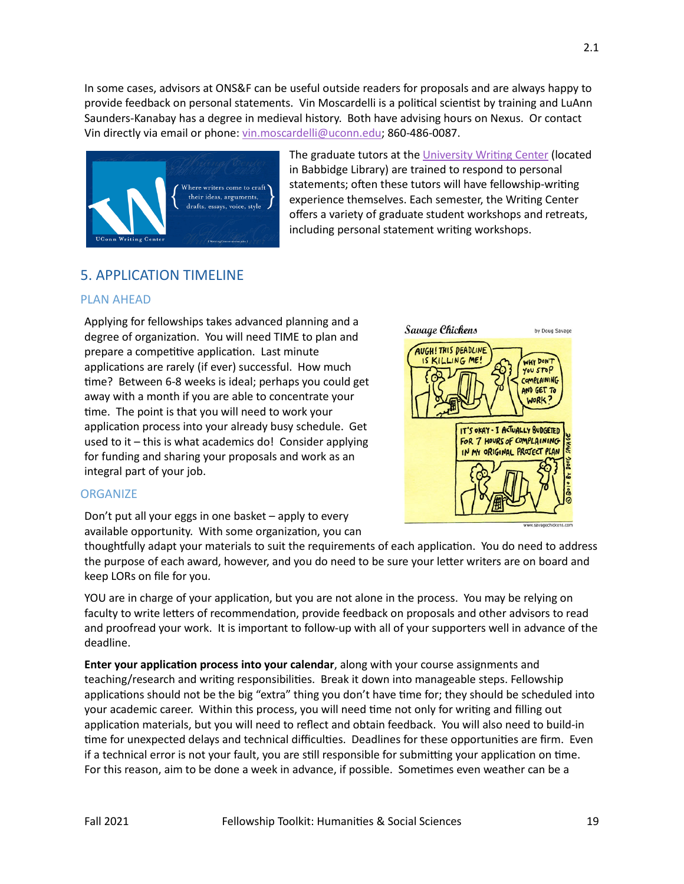In some cases, advisors at ONS&F can be useful outside readers for proposals and are always happy to provide feedback on personal statements. Vin Moscardelli is a political scientist by training and LuAnn Saunders-Kanabay has a degree in medieval history. Both have advising hours on Nexus. Or contact Vin directly via email or phone: vin.moscardelli@uconn.edu; 860-486-0087.

The graduate tutors at the University Writing Center (located in Babbidge Library) are trained to respond to personal statements; often these tutors will have fellowship-writing experience themselves. Each semester, the Writing Center offers a variety of graduate student workshops and retreats, including personal statement writing workshops.

## 5. APPLICATION TIMELINE

### PLAN AHEAD

Applying for fellowships takes advanced planning and a degree of organization. You will need TIME to plan and prepare a competitive application. Last minute applications are rarely (if ever) successful. How much time? Between 6-8 weeks is ideal; perhaps you could get away with a month if you are able to concentrate your time. The point is that you will need to work your application process into your already busy schedule. Get used to it – this is what academics do! Consider applying for funding and sharing your proposals and work as an integral part of your job.

### ORGANIZE

Don't put all your eggs in one basket – apply to every available opportunity. With some organization, you can thoughtfully adapt your materials to suit the requirements of each application. You do need to address the purpose of each award, however, and you do need to be sure your letter writers are on board and keep LORs on file for you.

YOU are in charge of your application, but you are not alone in the process. You may be relying on faculty to write letters of recommendation, provide feedback on proposals and other advisors to read and proofread your work. It is important to follow-up with all of your supporters well in advance of the deadline.

**Enter your application process into your calendar**, along with your course assignments and teaching/research and writing responsibilities. Break it down into manageable steps. Fellowship applications should not be the big "extra" thing you don't have time for; they should be scheduled into your academic career. Within this process, you will need time not only for writing and filling out application materials, but you will need to reflect and obtain feedback. You will also need to build-in time for unexpected delays and technical difficulties. Deadlines for these opportunities are firm. Even if a technical error is not your fault, you are still responsible for submitting your application on time. For this reason, aim to be done a week in advance, if possible. Sometimes even weather can be a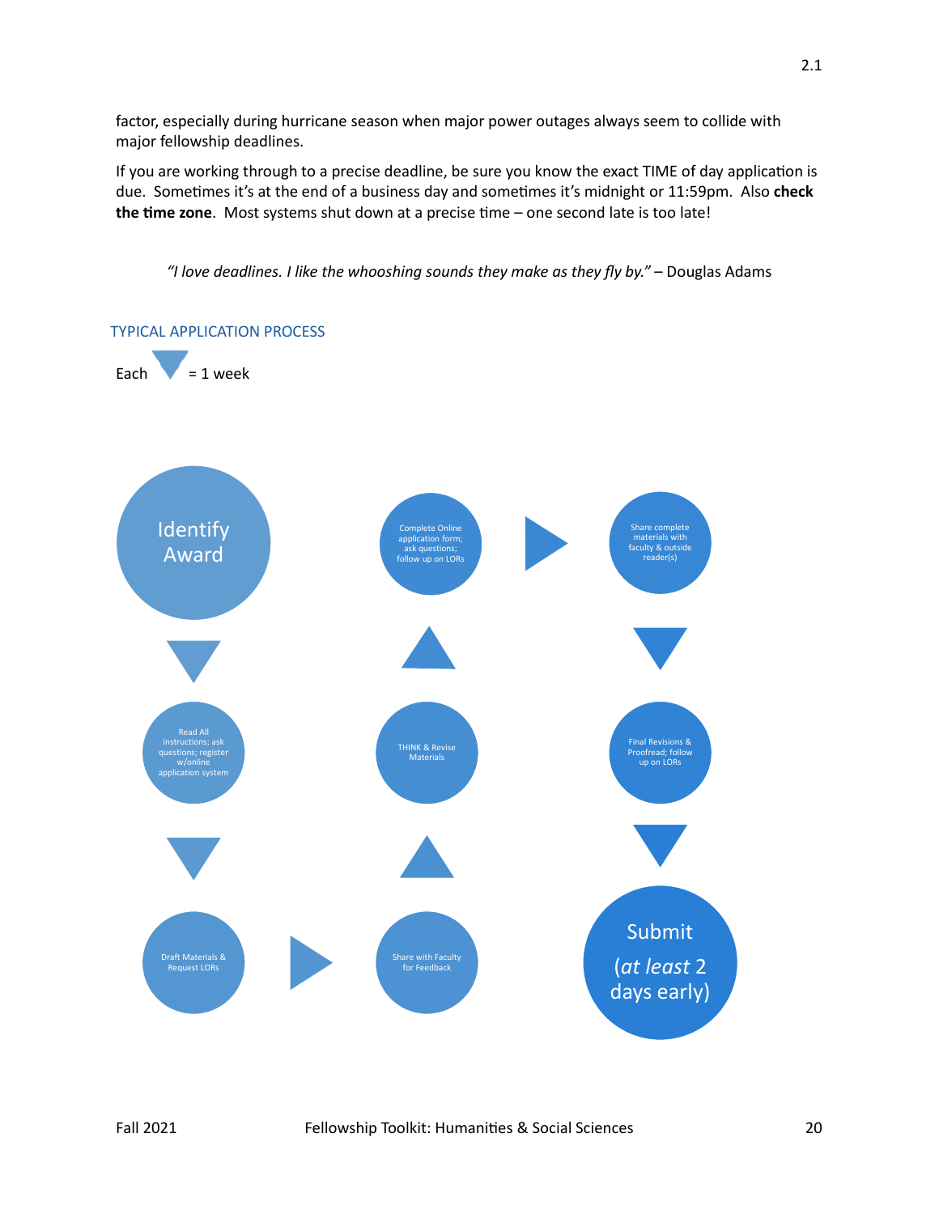factor, especially during hurricane season when major power outages always seem to collide with major fellowship deadlines.

If you are working through to a precise deadline, be sure you know the exact TIME of day application is due. Sometimes it's at the end of a business day and sometimes it's midnight or 11:59pm. Also **check the time zone**. Most systems shut down at a precise time – one second late is too late!

*"I love deadlines. I like the whooshing sounds they make as they fly by."* – Douglas Adams

## TYPICAL APPLICATION PROCESS

Each ▼ = 1 week

Identify Award

▼

Read All instructions; ask questions; register w/online application system

▼

Draft Materials & Request LORs

▶

Share with Faculty for Feedback

▲

THINK & Revise Materials

▲

Complete Online application form; ask questions; follow up on LORs

▶

Share complete materials with faculty & outside reader(s)

▼

Final Revisions & Proofread; follow up on LORs

▼

Submit (*at least* 2 days early)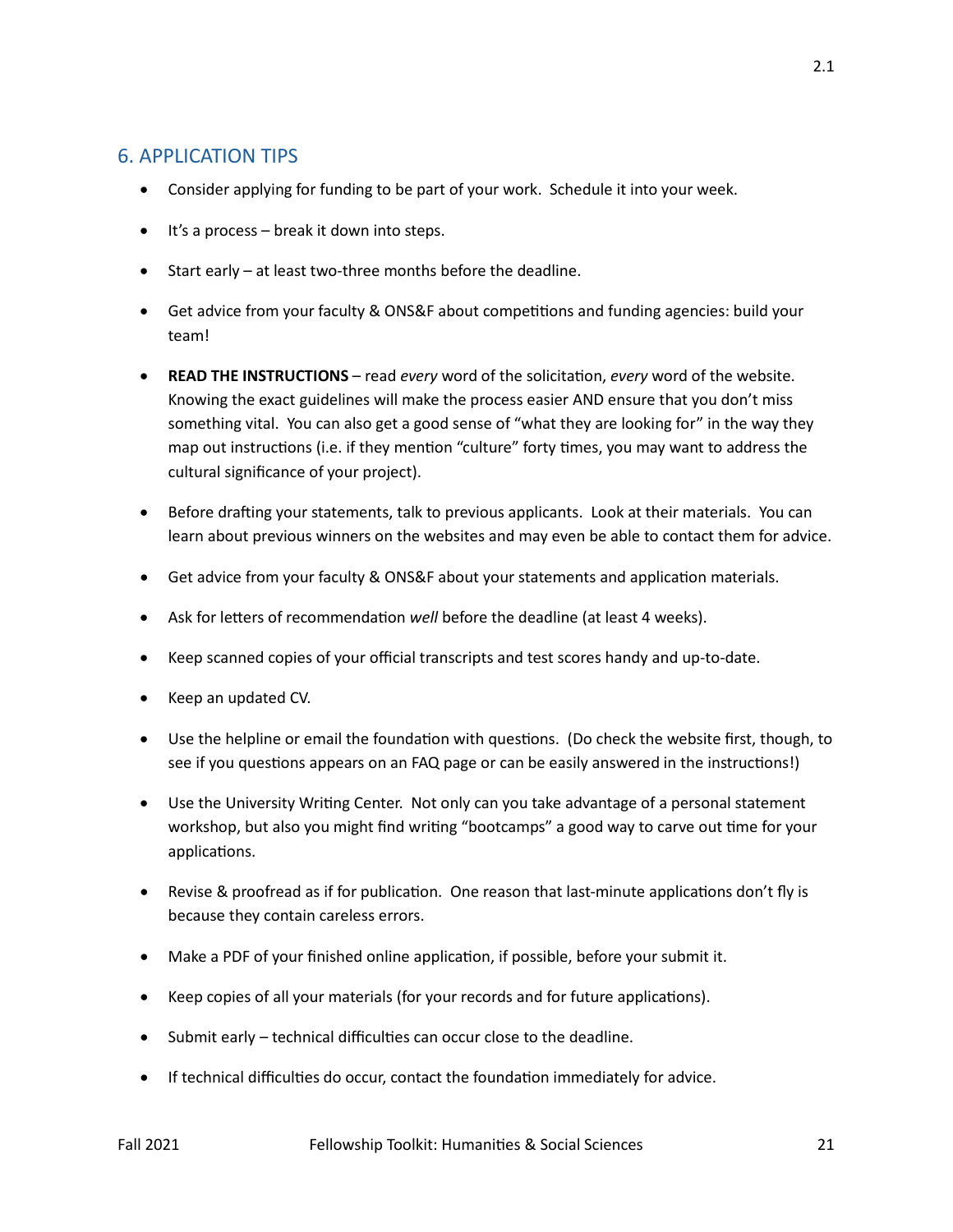## 6. APPLICATION TIPS

- Consider applying for funding to be part of your work. Schedule it into your week.
- It's a process – break it down into steps.
- Start early – at least two-three months before the deadline.
- Get advice from your faculty & ONS&F about competitions and funding agencies: build your team!
- **READ THE INSTRUCTIONS** – read *every* word of the solicitation, *every* word of the website. Knowing the exact guidelines will make the process easier AND ensure that you don't miss something vital. You can also get a good sense of "what they are looking for" in the way they map out instructions (i.e. if they mention "culture" forty times, you may want to address the cultural significance of your project).
- Before drafting your statements, talk to previous applicants. Look at their materials. You can learn about previous winners on the websites and may even be able to contact them for advice.
- Get advice from your faculty & ONS&F about your statements and application materials.
- Ask for letters of recommendation *well* before the deadline (at least 4 weeks).
- Keep scanned copies of your official transcripts and test scores handy and up-to-date.
- Keep an updated CV.
- Use the helpline or email the foundation with questions. (Do check the website first, though, to see if you questions appears on an FAQ page or can be easily answered in the instructions!)
- Use the University Writing Center. Not only can you take advantage of a personal statement workshop, but also you might find writing "bootcamps" a good way to carve out time for your applications.
- Revise & proofread as if for publication. One reason that last-minute applications don't fly is because they contain careless errors.
- Make a PDF of your finished online application, if possible, before your submit it.
- Keep copies of all your materials (for your records and for future applications).
- Submit early – technical difficulties can occur close to the deadline.
- If technical difficulties do occur, contact the foundation immediately for advice.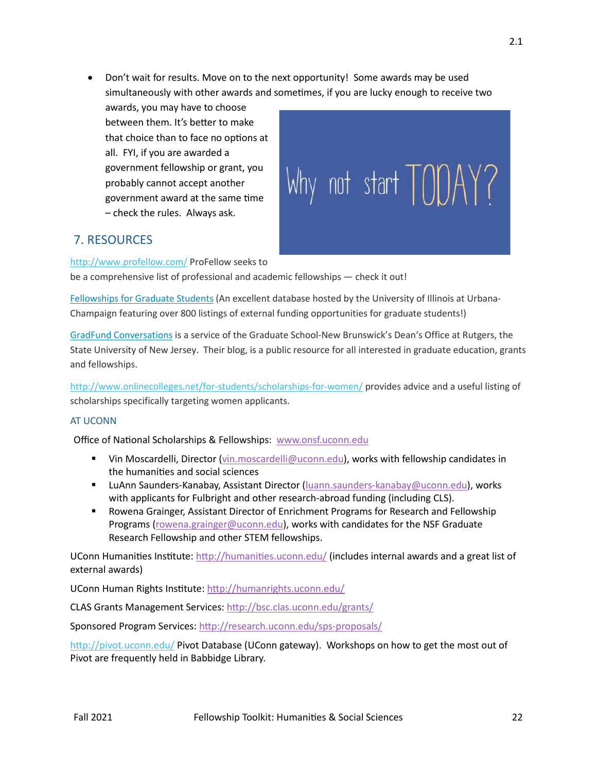- Don't wait for results. Move on to the next opportunity! Some awards may be used simultaneously with other awards and sometimes, if you are lucky enough to receive two awards, you may have to choose between them. It's better to make that choice than to face no options at all. FYI, if you are awarded a government fellowship or grant, you probably cannot accept another government award at the same time – check the rules. Always ask.

Why not start TODAY?

## 7. RESOURCES

http://www.profellow.com/ ProFellow seeks to be a comprehensive list of professional and academic fellowships — check it out!

Fellowships for Graduate Students (An excellent database hosted by the University of Illinois at Urbana-Champaign featuring over 800 listings of external funding opportunities for graduate students!)

GradFund Conversations is a service of the Graduate School-New Brunswick's Dean's Office at Rutgers, the State University of New Jersey. Their blog, is a public resource for all interested in graduate education, grants and fellowships.

http://www.onlinecolleges.net/for-students/scholarships-for-women/ provides advice and a useful listing of scholarships specifically targeting women applicants.

### AT UCONN

Office of National Scholarships & Fellowships: www.onsf.uconn.edu

- Vin Moscardelli, Director (vin.moscardelli@uconn.edu), works with fellowship candidates in the humanities and social sciences
- LuAnn Saunders-Kanabay, Assistant Director (luann.saunders-kanabay@uconn.edu), works with applicants for Fulbright and other research-abroad funding (including CLS).
- Rowena Grainger, Assistant Director of Enrichment Programs for Research and Fellowship Programs (rowena.grainger@uconn.edu), works with candidates for the NSF Graduate Research Fellowship and other STEM fellowships.

UConn Humanities Institute: http://humanities.uconn.edu/ (includes internal awards and a great list of external awards)

UConn Human Rights Institute: http://humanrights.uconn.edu/

CLAS Grants Management Services: http://bsc.clas.uconn.edu/grants/

Sponsored Program Services: http://research.uconn.edu/sps-proposals/

http://pivot.uconn.edu/ Pivot Database (UConn gateway). Workshops on how to get the most out of Pivot are frequently held in Babbidge Library.